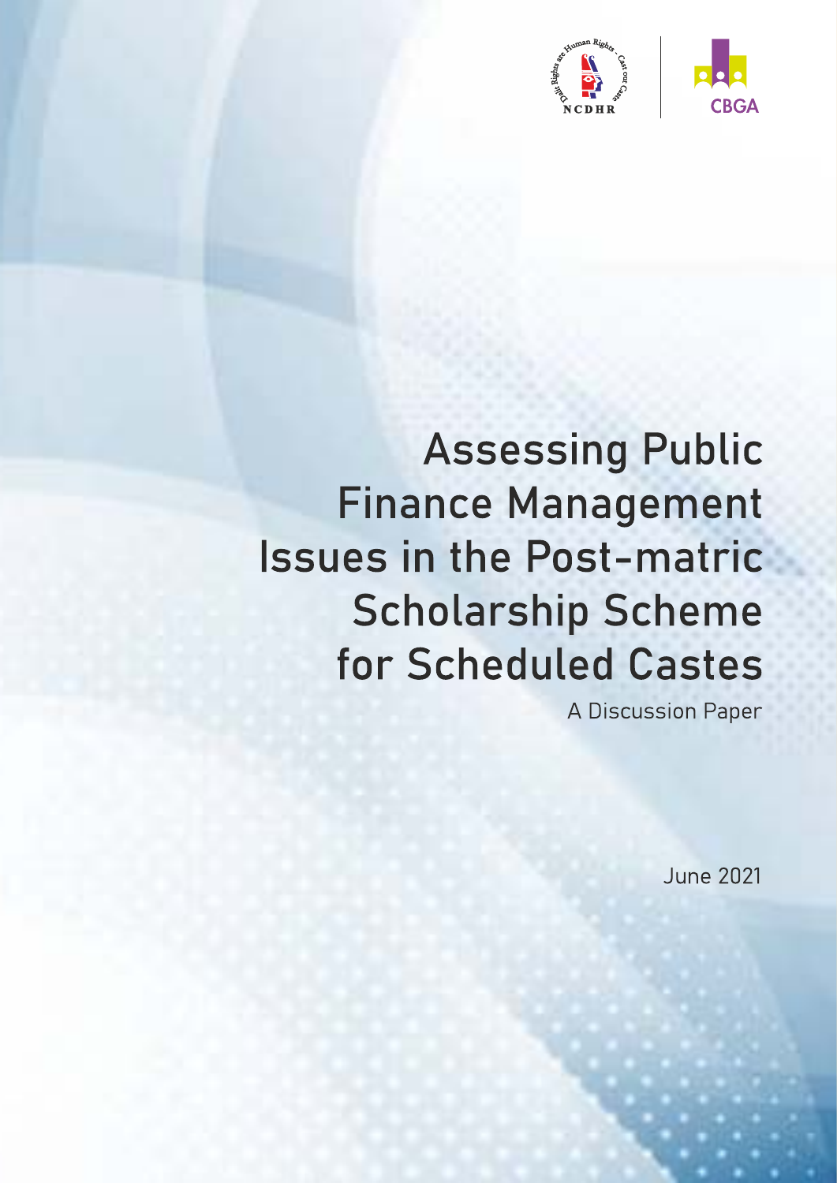NCDHR

CBGA

# Assessing Public Finance Management Issues in the Post-matric Scholarship Scheme for Scheduled Castes

A Discussion Paper

June 2021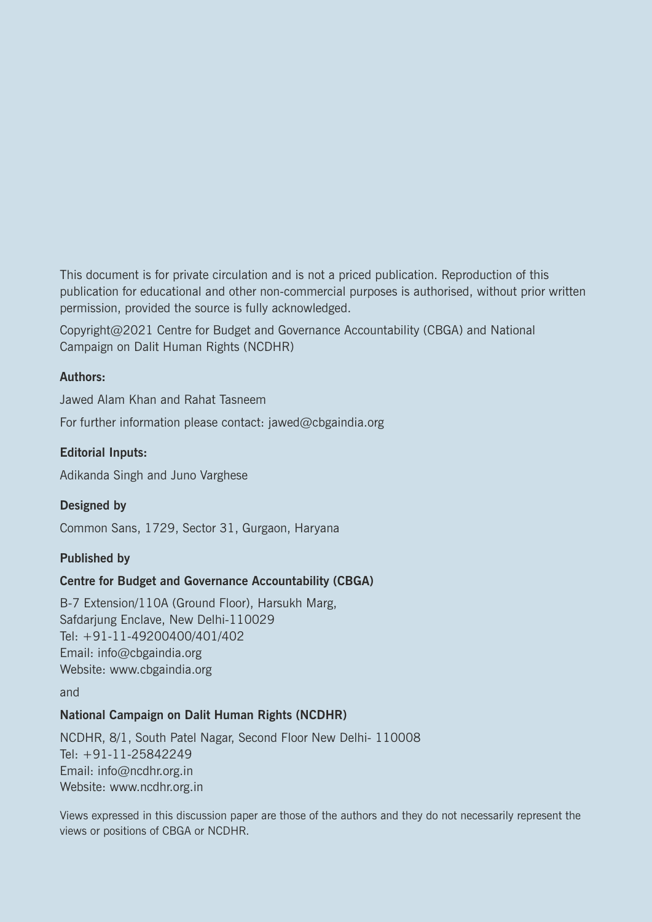This document is for private circulation and is not a priced publication. Reproduction of this publication for educational and other non-commercial purposes is authorised, without prior written permission, provided the source is fully acknowledged.

Copyright@2021 Centre for Budget and Governance Accountability (CBGA) and National Campaign on Dalit Human Rights (NCDHR)

**Authors:**

Jawed Alam Khan and Rahat Tasneem

For further information please contact: jawed@cbgaindia.org

**Editorial Inputs:**

Adikanda Singh and Juno Varghese

**Designed by**

Common Sans, 1729, Sector 31, Gurgaon, Haryana

**Published by**

**Centre for Budget and Governance Accountability (CBGA)**

B-7 Extension/110A (Ground Floor), Harsukh Marg,
Safdarjung Enclave, New Delhi-110029
Tel: +91-11-49200400/401/402
Email: info@cbgaindia.org
Website: www.cbgaindia.org

and

**National Campaign on Dalit Human Rights (NCDHR)**

NCDHR, 8/1, South Patel Nagar, Second Floor New Delhi- 110008
Tel: +91-11-25842249
Email: info@ncdhr.org.in
Website: www.ncdhr.org.in

Views expressed in this discussion paper are those of the authors and they do not necessarily represent the views or positions of CBGA or NCDHR.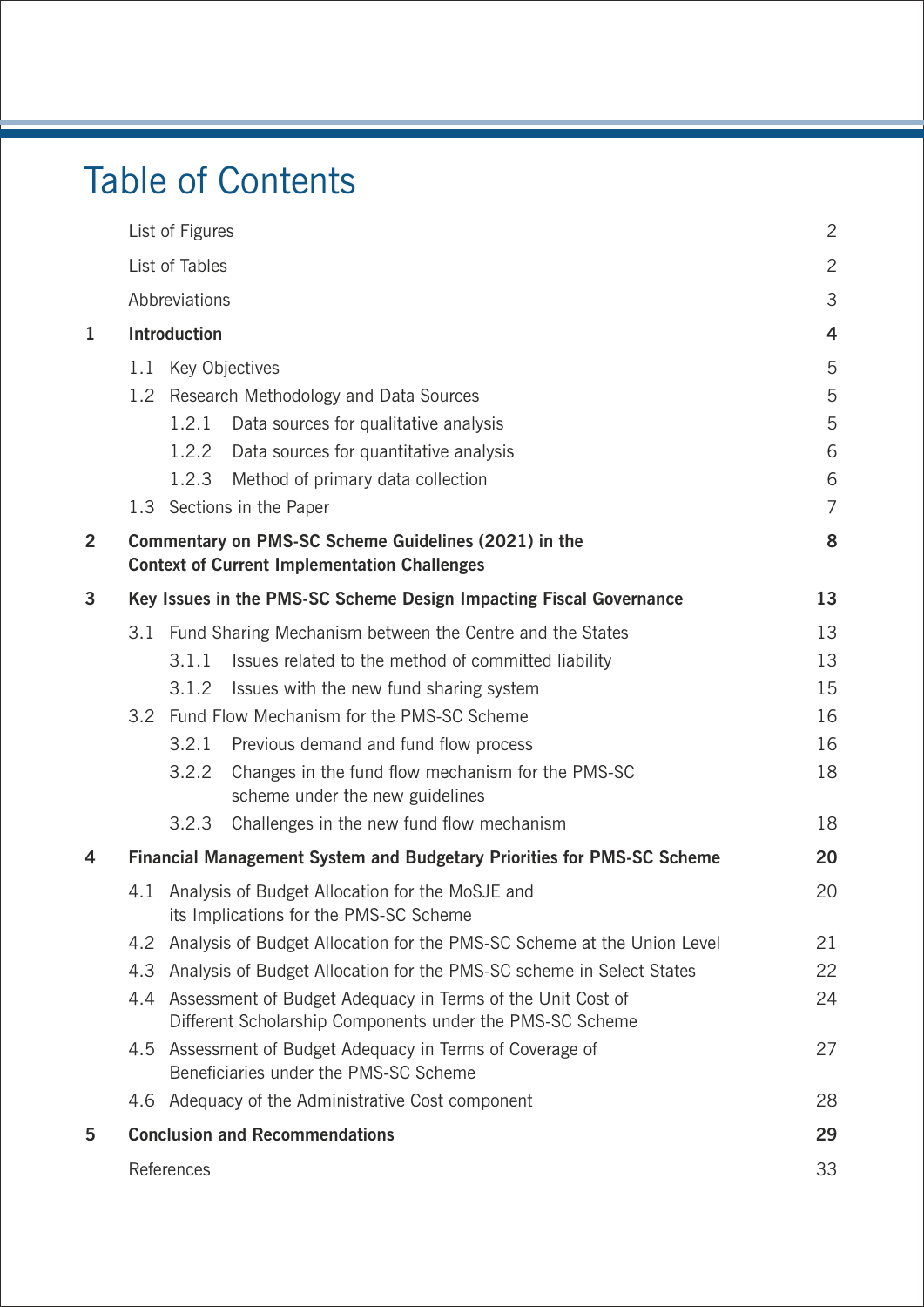# Table of Contents

| | | |
|---|---|---|
| | List of Figures | 2 |
| | List of Tables | 2 |
| | Abbreviations | 3 |
| **1** | **Introduction** | **4** |
| | 1.1 Key Objectives | 5 |
| | 1.2 Research Methodology and Data Sources | 5 |
| | 1.2.1 Data sources for qualitative analysis | 5 |
| | 1.2.2 Data sources for quantitative analysis | 6 |
| | 1.2.3 Method of primary data collection | 6 |
| | 1.3 Sections in the Paper | 7 |
| **2** | **Commentary on PMS-SC Scheme Guidelines (2021) in the Context of Current Implementation Challenges** | **8** |
| **3** | **Key Issues in the PMS-SC Scheme Design Impacting Fiscal Governance** | **13** |
| | 3.1 Fund Sharing Mechanism between the Centre and the States | 13 |
| | 3.1.1 Issues related to the method of committed liability | 13 |
| | 3.1.2 Issues with the new fund sharing system | 15 |
| | 3.2 Fund Flow Mechanism for the PMS-SC Scheme | 16 |
| | 3.2.1 Previous demand and fund flow process | 16 |
| | 3.2.2 Changes in the fund flow mechanism for the PMS-SC scheme under the new guidelines | 18 |
| | 3.2.3 Challenges in the new fund flow mechanism | 18 |
| **4** | **Financial Management System and Budgetary Priorities for PMS-SC Scheme** | **20** |
| | 4.1 Analysis of Budget Allocation for the MoSJE and its Implications for the PMS-SC Scheme | 20 |
| | 4.2 Analysis of Budget Allocation for the PMS-SC Scheme at the Union Level | 21 |
| | 4.3 Analysis of Budget Allocation for the PMS-SC scheme in Select States | 22 |
| | 4.4 Assessment of Budget Adequacy in Terms of the Unit Cost of Different Scholarship Components under the PMS-SC Scheme | 24 |
| | 4.5 Assessment of Budget Adequacy in Terms of Coverage of Beneficiaries under the PMS-SC Scheme | 27 |
| | 4.6 Adequacy of the Administrative Cost component | 28 |
| **5** | **Conclusion and Recommendations** | **29** |
| | References | 33 |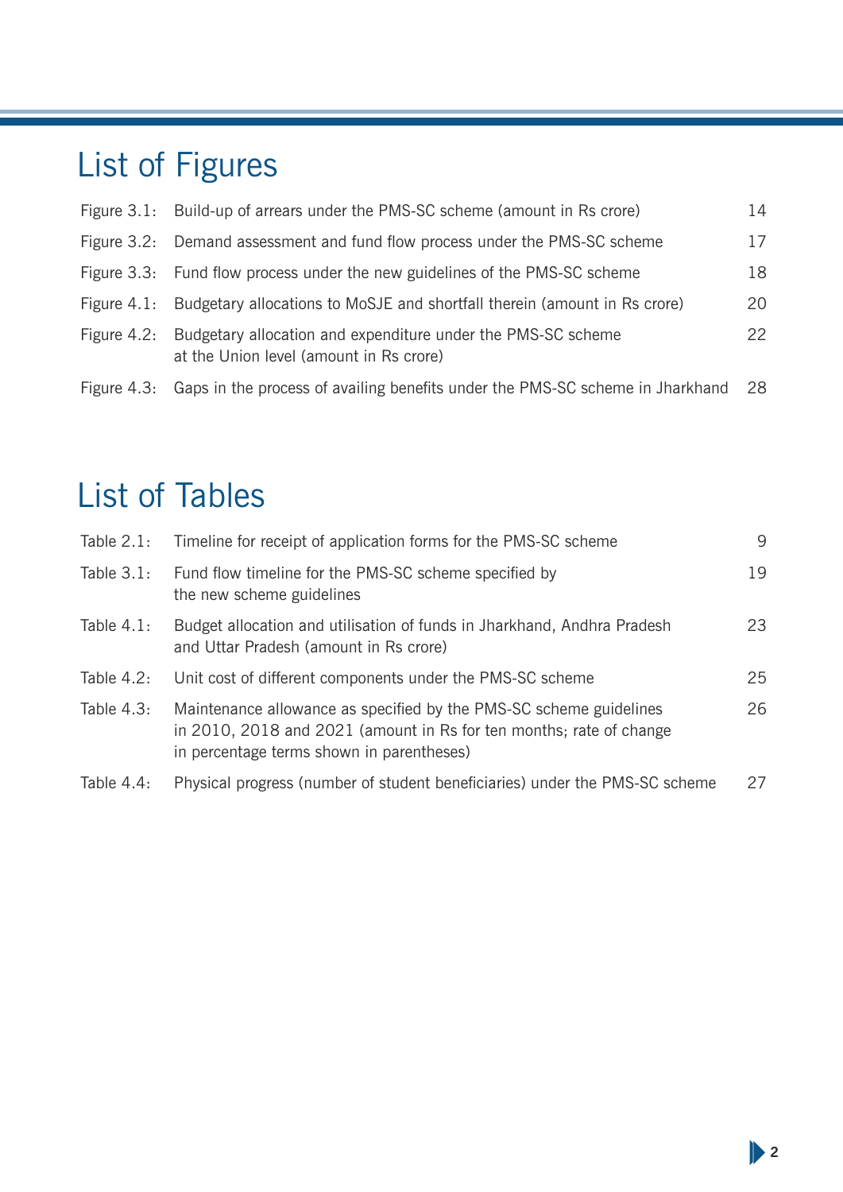# List of Figures

| | | |
|---|---|---|
| Figure 3.1: | Build-up of arrears under the PMS-SC scheme (amount in Rs crore) | 14 |
| Figure 3.2: | Demand assessment and fund flow process under the PMS-SC scheme | 17 |
| Figure 3.3: | Fund flow process under the new guidelines of the PMS-SC scheme | 18 |
| Figure 4.1: | Budgetary allocations to MoSJE and shortfall therein (amount in Rs crore) | 20 |
| Figure 4.2: | Budgetary allocation and expenditure under the PMS-SC scheme at the Union level (amount in Rs crore) | 22 |
| Figure 4.3: | Gaps in the process of availing benefits under the PMS-SC scheme in Jharkhand | 28 |

# List of Tables

| | | |
|---|---|---|
| Table 2.1: | Timeline for receipt of application forms for the PMS-SC scheme | 9 |
| Table 3.1: | Fund flow timeline for the PMS-SC scheme specified by the new scheme guidelines | 19 |
| Table 4.1: | Budget allocation and utilisation of funds in Jharkhand, Andhra Pradesh and Uttar Pradesh (amount in Rs crore) | 23 |
| Table 4.2: | Unit cost of different components under the PMS-SC scheme | 25 |
| Table 4.3: | Maintenance allowance as specified by the PMS-SC scheme guidelines in 2010, 2018 and 2021 (amount in Rs for ten months; rate of change in percentage terms shown in parentheses) | 26 |
| Table 4.4: | Physical progress (number of student beneficiaries) under the PMS-SC scheme | 27 |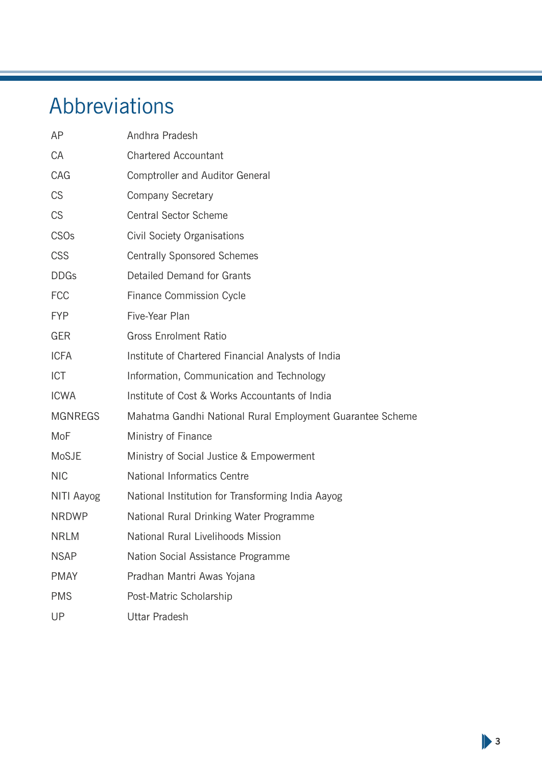# Abbreviations

| | |
|---|---|
| AP | Andhra Pradesh |
| CA | Chartered Accountant |
| CAG | Comptroller and Auditor General |
| CS | Company Secretary |
| CS | Central Sector Scheme |
| CSOs | Civil Society Organisations |
| CSS | Centrally Sponsored Schemes |
| DDGs | Detailed Demand for Grants |
| FCC | Finance Commission Cycle |
| FYP | Five-Year Plan |
| GER | Gross Enrolment Ratio |
| ICFA | Institute of Chartered Financial Analysts of India |
| ICT | Information, Communication and Technology |
| ICWA | Institute of Cost & Works Accountants of India |
| MGNREGS | Mahatma Gandhi National Rural Employment Guarantee Scheme |
| MoF | Ministry of Finance |
| MoSJE | Ministry of Social Justice & Empowerment |
| NIC | National Informatics Centre |
| NITI Aayog | National Institution for Transforming India Aayog |
| NRDWP | National Rural Drinking Water Programme |
| NRLM | National Rural Livelihoods Mission |
| NSAP | Nation Social Assistance Programme |
| PMAY | Pradhan Mantri Awas Yojana |
| PMS | Post-Matric Scholarship |
| UP | Uttar Pradesh |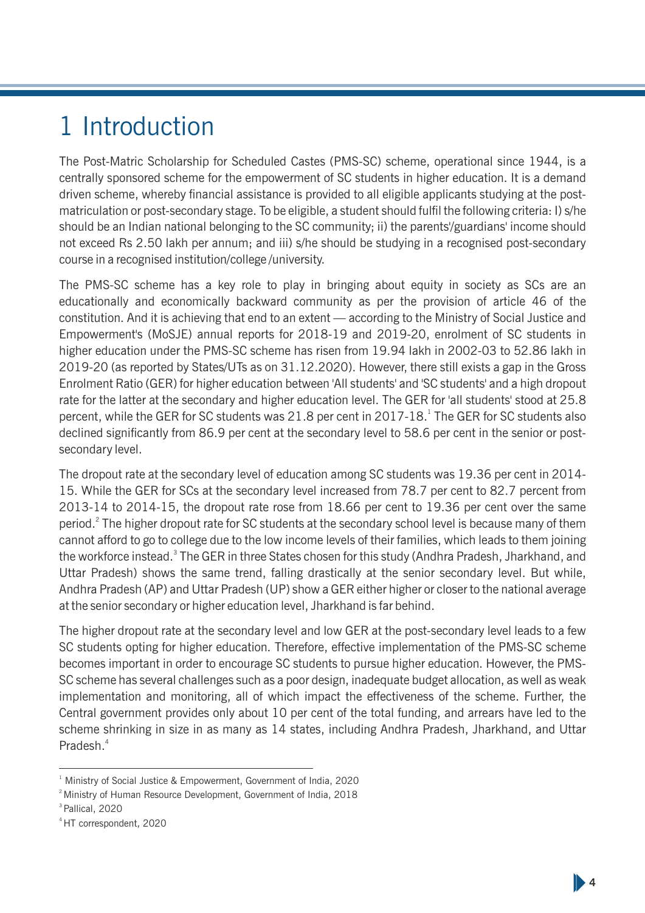# 1 Introduction

The Post-Matric Scholarship for Scheduled Castes (PMS-SC) scheme, operational since 1944, is a centrally sponsored scheme for the empowerment of SC students in higher education. It is a demand driven scheme, whereby financial assistance is provided to all eligible applicants studying at the post-matriculation or post-secondary stage. To be eligible, a student should fulfil the following criteria: I) s/he should be an Indian national belonging to the SC community; ii) the parents'/guardians' income should not exceed Rs 2.50 lakh per annum; and iii) s/he should be studying in a recognised post-secondary course in a recognised institution/college /university.

The PMS-SC scheme has a key role to play in bringing about equity in society as SCs are an educationally and economically backward community as per the provision of article 46 of the constitution. And it is achieving that end to an extent — according to the Ministry of Social Justice and Empowerment's (MoSJE) annual reports for 2018-19 and 2019-20, enrolment of SC students in higher education under the PMS-SC scheme has risen from 19.94 lakh in 2002-03 to 52.86 lakh in 2019-20 (as reported by States/UTs as on 31.12.2020). However, there still exists a gap in the Gross Enrolment Ratio (GER) for higher education between 'All students' and 'SC students' and a high dropout rate for the latter at the secondary and higher education level. The GER for 'all students' stood at 25.8 percent, while the GER for SC students was 21.8 per cent in 2017-18.[1] The GER for SC students also declined significantly from 86.9 per cent at the secondary level to 58.6 per cent in the senior or post-secondary level.

The dropout rate at the secondary level of education among SC students was 19.36 per cent in 2014-15. While the GER for SCs at the secondary level increased from 78.7 per cent to 82.7 percent from 2013-14 to 2014-15, the dropout rate rose from 18.66 per cent to 19.36 per cent over the same period.[2] The higher dropout rate for SC students at the secondary school level is because many of them cannot afford to go to college due to the low income levels of their families, which leads to them joining the workforce instead.[3] The GER in three States chosen for this study (Andhra Pradesh, Jharkhand, and Uttar Pradesh) shows the same trend, falling drastically at the senior secondary level. But while, Andhra Pradesh (AP) and Uttar Pradesh (UP) show a GER either higher or closer to the national average at the senior secondary or higher education level, Jharkhand is far behind.

The higher dropout rate at the secondary level and low GER at the post-secondary level leads to a few SC students opting for higher education. Therefore, effective implementation of the PMS-SC scheme becomes important in order to encourage SC students to pursue higher education. However, the PMS-SC scheme has several challenges such as a poor design, inadequate budget allocation, as well as weak implementation and monitoring, all of which impact the effectiveness of the scheme. Further, the Central government provides only about 10 per cent of the total funding, and arrears have led to the scheme shrinking in size in as many as 14 states, including Andhra Pradesh, Jharkhand, and Uttar Pradesh.[4]

---

[1] Ministry of Social Justice & Empowerment, Government of India, 2020

[2] Ministry of Human Resource Development, Government of India, 2018

[3] Pallical, 2020

[4] HT correspondent, 2020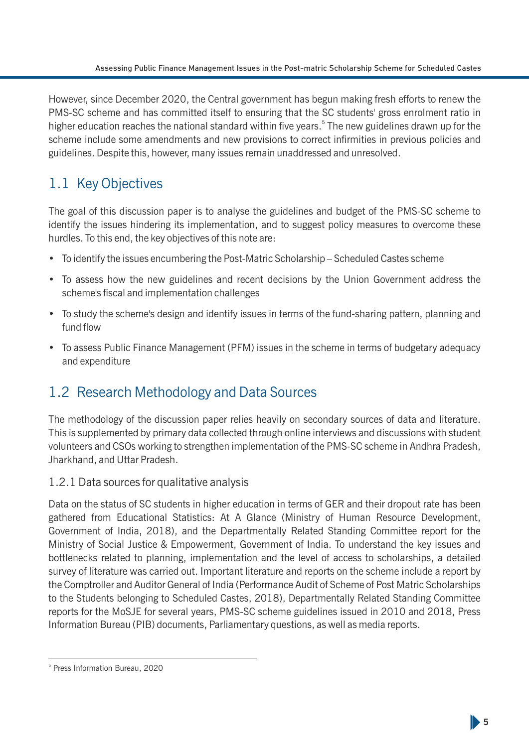However, since December 2020, the Central government has begun making fresh efforts to renew the PMS-SC scheme and has committed itself to ensuring that the SC students' gross enrolment ratio in higher education reaches the national standard within five years.[5] The new guidelines drawn up for the scheme include some amendments and new provisions to correct infirmities in previous policies and guidelines. Despite this, however, many issues remain unaddressed and unresolved.

## 1.1 Key Objectives

The goal of this discussion paper is to analyse the guidelines and budget of the PMS-SC scheme to identify the issues hindering its implementation, and to suggest policy measures to overcome these hurdles. To this end, the key objectives of this note are:

- To identify the issues encumbering the Post-Matric Scholarship – Scheduled Castes scheme
- To assess how the new guidelines and recent decisions by the Union Government address the scheme's fiscal and implementation challenges
- To study the scheme's design and identify issues in terms of the fund-sharing pattern, planning and fund flow
- To assess Public Finance Management (PFM) issues in the scheme in terms of budgetary adequacy and expenditure

## 1.2 Research Methodology and Data Sources

The methodology of the discussion paper relies heavily on secondary sources of data and literature. This is supplemented by primary data collected through online interviews and discussions with student volunteers and CSOs working to strengthen implementation of the PMS-SC scheme in Andhra Pradesh, Jharkhand, and Uttar Pradesh.

### 1.2.1 Data sources for qualitative analysis

Data on the status of SC students in higher education in terms of GER and their dropout rate has been gathered from Educational Statistics: At A Glance (Ministry of Human Resource Development, Government of India, 2018), and the Departmentally Related Standing Committee report for the Ministry of Social Justice & Empowerment, Government of India. To understand the key issues and bottlenecks related to planning, implementation and the level of access to scholarships, a detailed survey of literature was carried out. Important literature and reports on the scheme include a report by the Comptroller and Auditor General of India (Performance Audit of Scheme of Post Matric Scholarships to the Students belonging to Scheduled Castes, 2018), Departmentally Related Standing Committee reports for the MoSJE for several years, PMS-SC scheme guidelines issued in 2010 and 2018, Press Information Bureau (PIB) documents, Parliamentary questions, as well as media reports.

---

[5] Press Information Bureau, 2020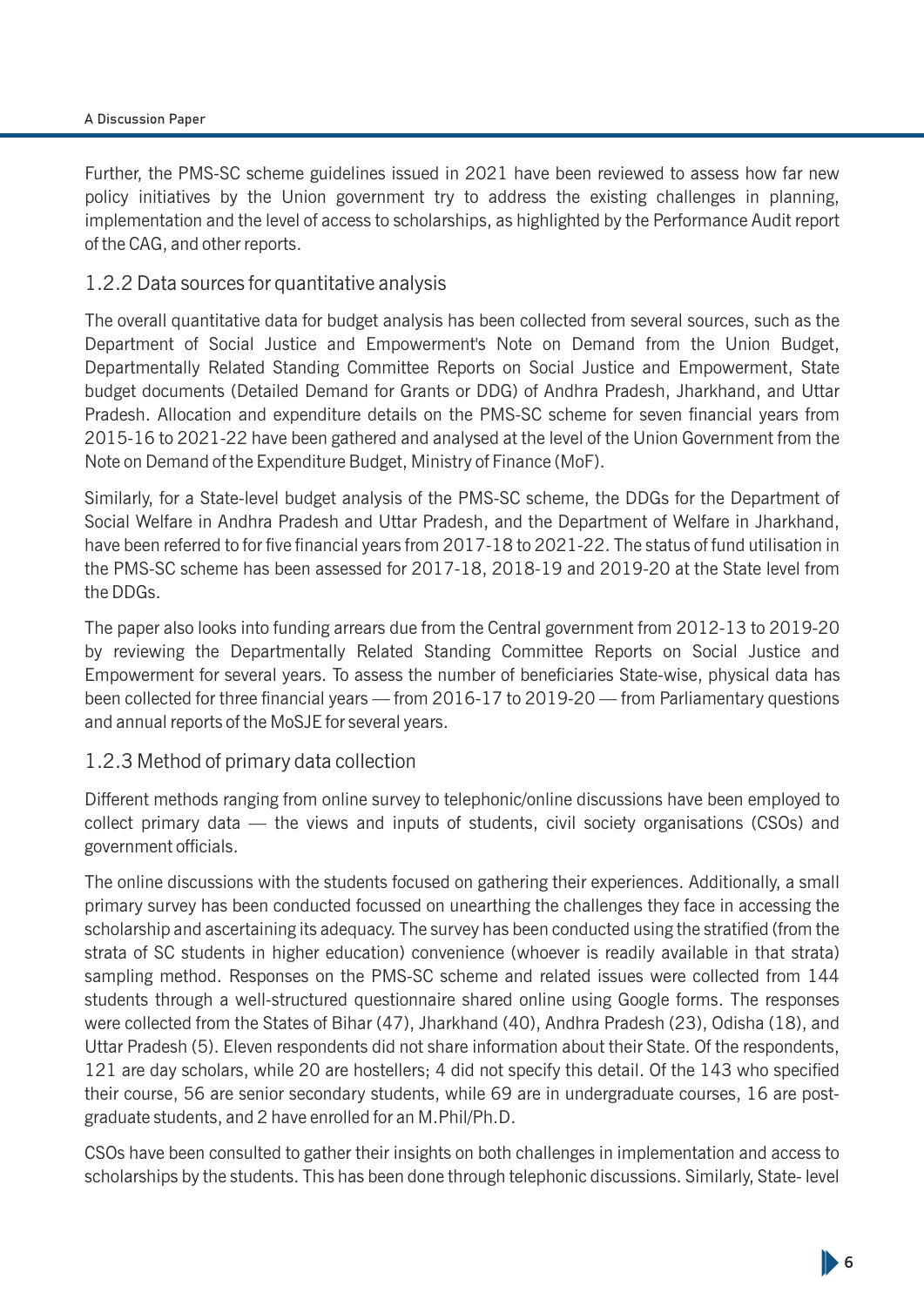Further, the PMS-SC scheme guidelines issued in 2021 have been reviewed to assess how far new policy initiatives by the Union government try to address the existing challenges in planning, implementation and the level of access to scholarships, as highlighted by the Performance Audit report of the CAG, and other reports.

### 1.2.2 Data sources for quantitative analysis

The overall quantitative data for budget analysis has been collected from several sources, such as the Department of Social Justice and Empowerment's Note on Demand from the Union Budget, Departmentally Related Standing Committee Reports on Social Justice and Empowerment, State budget documents (Detailed Demand for Grants or DDG) of Andhra Pradesh, Jharkhand, and Uttar Pradesh. Allocation and expenditure details on the PMS-SC scheme for seven financial years from 2015-16 to 2021-22 have been gathered and analysed at the level of the Union Government from the Note on Demand of the Expenditure Budget, Ministry of Finance (MoF).

Similarly, for a State-level budget analysis of the PMS-SC scheme, the DDGs for the Department of Social Welfare in Andhra Pradesh and Uttar Pradesh, and the Department of Welfare in Jharkhand, have been referred to for five financial years from 2017-18 to 2021-22. The status of fund utilisation in the PMS-SC scheme has been assessed for 2017-18, 2018-19 and 2019-20 at the State level from the DDGs.

The paper also looks into funding arrears due from the Central government from 2012-13 to 2019-20 by reviewing the Departmentally Related Standing Committee Reports on Social Justice and Empowerment for several years. To assess the number of beneficiaries State-wise, physical data has been collected for three financial years — from 2016-17 to 2019-20 — from Parliamentary questions and annual reports of the MoSJE for several years.

### 1.2.3 Method of primary data collection

Different methods ranging from online survey to telephonic/online discussions have been employed to collect primary data — the views and inputs of students, civil society organisations (CSOs) and government officials.

The online discussions with the students focused on gathering their experiences. Additionally, a small primary survey has been conducted focussed on unearthing the challenges they face in accessing the scholarship and ascertaining its adequacy. The survey has been conducted using the stratified (from the strata of SC students in higher education) convenience (whoever is readily available in that strata) sampling method. Responses on the PMS-SC scheme and related issues were collected from 144 students through a well-structured questionnaire shared online using Google forms. The responses were collected from the States of Bihar (47), Jharkhand (40), Andhra Pradesh (23), Odisha (18), and Uttar Pradesh (5). Eleven respondents did not share information about their State. Of the respondents, 121 are day scholars, while 20 are hostellers; 4 did not specify this detail. Of the 143 who specified their course, 56 are senior secondary students, while 69 are in undergraduate courses, 16 are post-graduate students, and 2 have enrolled for an M.Phil/Ph.D.

CSOs have been consulted to gather their insights on both challenges in implementation and access to scholarships by the students. This has been done through telephonic discussions. Similarly, State- level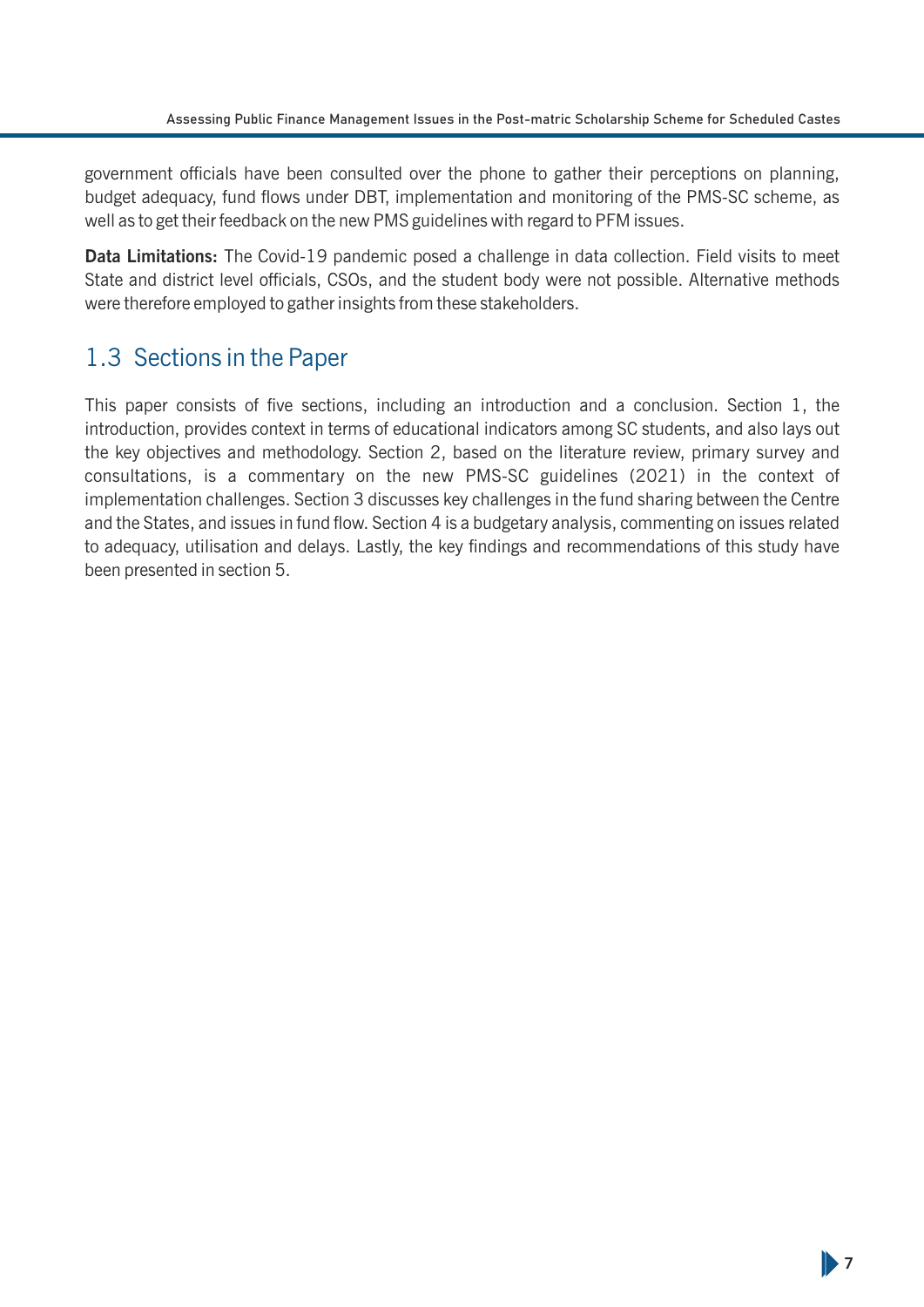government officials have been consulted over the phone to gather their perceptions on planning, budget adequacy, fund flows under DBT, implementation and monitoring of the PMS-SC scheme, as well as to get their feedback on the new PMS guidelines with regard to PFM issues.

**Data Limitations:** The Covid-19 pandemic posed a challenge in data collection. Field visits to meet State and district level officials, CSOs, and the student body were not possible. Alternative methods were therefore employed to gather insights from these stakeholders.

## 1.3 Sections in the Paper

This paper consists of five sections, including an introduction and a conclusion. Section 1, the introduction, provides context in terms of educational indicators among SC students, and also lays out the key objectives and methodology. Section 2, based on the literature review, primary survey and consultations, is a commentary on the new PMS-SC guidelines (2021) in the context of implementation challenges. Section 3 discusses key challenges in the fund sharing between the Centre and the States, and issues in fund flow. Section 4 is a budgetary analysis, commenting on issues related to adequacy, utilisation and delays. Lastly, the key findings and recommendations of this study have been presented in section 5.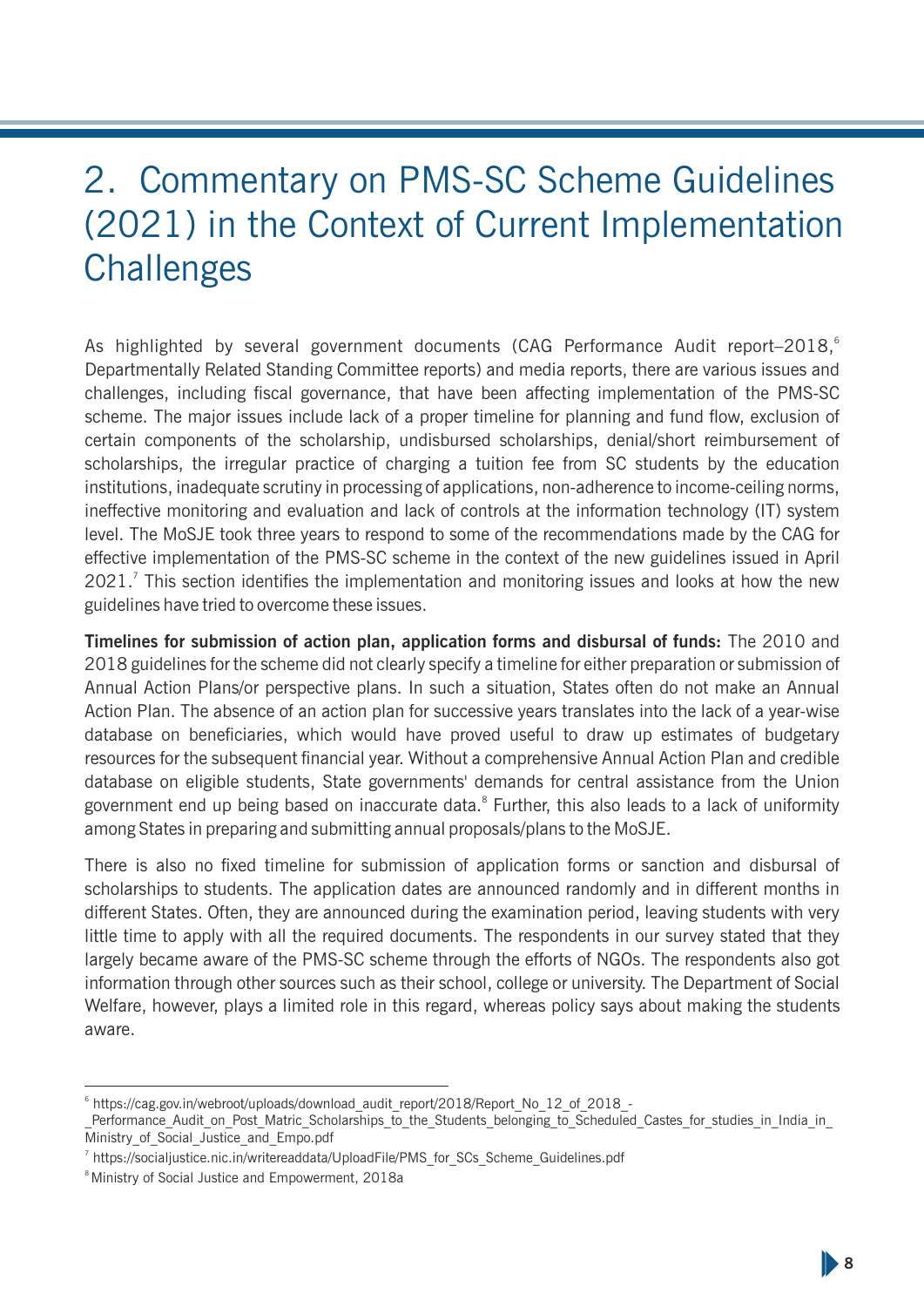# 2. Commentary on PMS-SC Scheme Guidelines (2021) in the Context of Current Implementation Challenges

As highlighted by several government documents (CAG Performance Audit report–2018,[6] Departmentally Related Standing Committee reports) and media reports, there are various issues and challenges, including fiscal governance, that have been affecting implementation of the PMS-SC scheme. The major issues include lack of a proper timeline for planning and fund flow, exclusion of certain components of the scholarship, undisbursed scholarships, denial/short reimbursement of scholarships, the irregular practice of charging a tuition fee from SC students by the education institutions, inadequate scrutiny in processing of applications, non-adherence to income-ceiling norms, ineffective monitoring and evaluation and lack of controls at the information technology (IT) system level. The MoSJE took three years to respond to some of the recommendations made by the CAG for effective implementation of the PMS-SC scheme in the context of the new guidelines issued in April 2021.[7] This section identifies the implementation and monitoring issues and looks at how the new guidelines have tried to overcome these issues.

**Timelines for submission of action plan, application forms and disbursal of funds:** The 2010 and 2018 guidelines for the scheme did not clearly specify a timeline for either preparation or submission of Annual Action Plans/or perspective plans. In such a situation, States often do not make an Annual Action Plan. The absence of an action plan for successive years translates into the lack of a year-wise database on beneficiaries, which would have proved useful to draw up estimates of budgetary resources for the subsequent financial year. Without a comprehensive Annual Action Plan and credible database on eligible students, State governments' demands for central assistance from the Union government end up being based on inaccurate data.[8] Further, this also leads to a lack of uniformity among States in preparing and submitting annual proposals/plans to the MoSJE.

There is also no fixed timeline for submission of application forms or sanction and disbursal of scholarships to students. The application dates are announced randomly and in different months in different States. Often, they are announced during the examination period, leaving students with very little time to apply with all the required documents. The respondents in our survey stated that they largely became aware of the PMS-SC scheme through the efforts of NGOs. The respondents also got information through other sources such as their school, college or university. The Department of Social Welfare, however, plays a limited role in this regard, whereas policy says about making the students aware.

---

[6] https://cag.gov.in/webroot/uploads/download_audit_report/2018/Report_No_12_of_2018_-_Performance_Audit_on_Post_Matric_Scholarships_to_the_Students_belonging_to_Scheduled_Castes_for_studies_in_India_in_Ministry_of_Social_Justice_and_Empo.pdf

[7] https://socialjustice.nic.in/writereaddata/UploadFile/PMS_for_SCs_Scheme_Guidelines.pdf

[8] Ministry of Social Justice and Empowerment, 2018a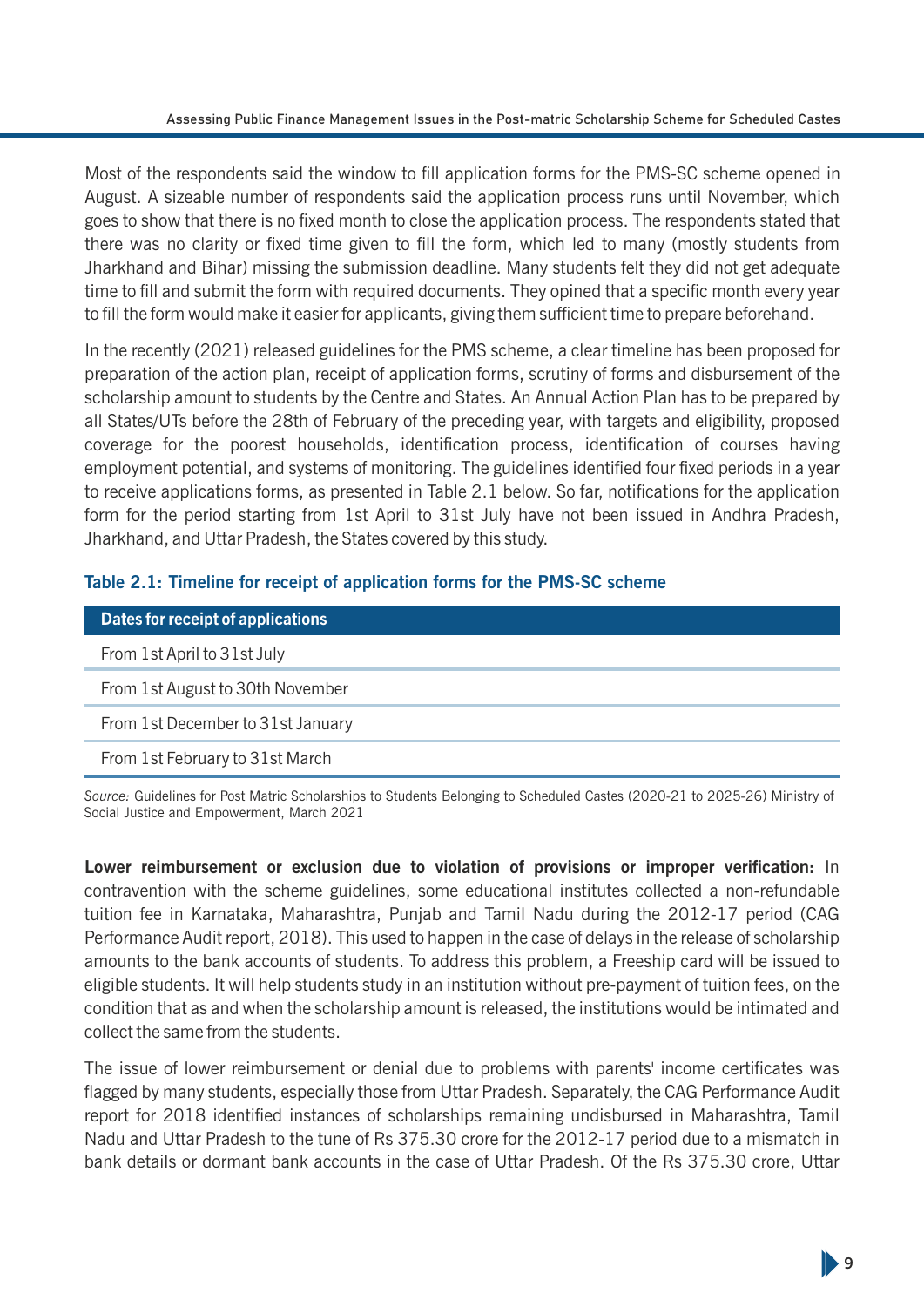Most of the respondents said the window to fill application forms for the PMS-SC scheme opened in August. A sizeable number of respondents said the application process runs until November, which goes to show that there is no fixed month to close the application process. The respondents stated that there was no clarity or fixed time given to fill the form, which led to many (mostly students from Jharkhand and Bihar) missing the submission deadline. Many students felt they did not get adequate time to fill and submit the form with required documents. They opined that a specific month every year to fill the form would make it easier for applicants, giving them sufficient time to prepare beforehand.

In the recently (2021) released guidelines for the PMS scheme, a clear timeline has been proposed for preparation of the action plan, receipt of application forms, scrutiny of forms and disbursement of the scholarship amount to students by the Centre and States. An Annual Action Plan has to be prepared by all States/UTs before the 28th of February of the preceding year, with targets and eligibility, proposed coverage for the poorest households, identification process, identification of courses having employment potential, and systems of monitoring. The guidelines identified four fixed periods in a year to receive applications forms, as presented in Table 2.1 below. So far, notifications for the application form for the period starting from 1st April to 31st July have not been issued in Andhra Pradesh, Jharkhand, and Uttar Pradesh, the States covered by this study.

**Table 2.1: Timeline for receipt of application forms for the PMS-SC scheme**

| Dates for receipt of applications |
|---|
| From 1st April to 31st July |
| From 1st August to 30th November |
| From 1st December to 31st January |
| From 1st February to 31st March |

*Source:* Guidelines for Post Matric Scholarships to Students Belonging to Scheduled Castes (2020-21 to 2025-26) Ministry of Social Justice and Empowerment, March 2021

**Lower reimbursement or exclusion due to violation of provisions or improper verification:** In contravention with the scheme guidelines, some educational institutes collected a non-refundable tuition fee in Karnataka, Maharashtra, Punjab and Tamil Nadu during the 2012-17 period (CAG Performance Audit report, 2018). This used to happen in the case of delays in the release of scholarship amounts to the bank accounts of students. To address this problem, a Freeship card will be issued to eligible students. It will help students study in an institution without pre-payment of tuition fees, on the condition that as and when the scholarship amount is released, the institutions would be intimated and collect the same from the students.

The issue of lower reimbursement or denial due to problems with parents' income certificates was flagged by many students, especially those from Uttar Pradesh. Separately, the CAG Performance Audit report for 2018 identified instances of scholarships remaining undisbursed in Maharashtra, Tamil Nadu and Uttar Pradesh to the tune of Rs 375.30 crore for the 2012-17 period due to a mismatch in bank details or dormant bank accounts in the case of Uttar Pradesh. Of the Rs 375.30 crore, Uttar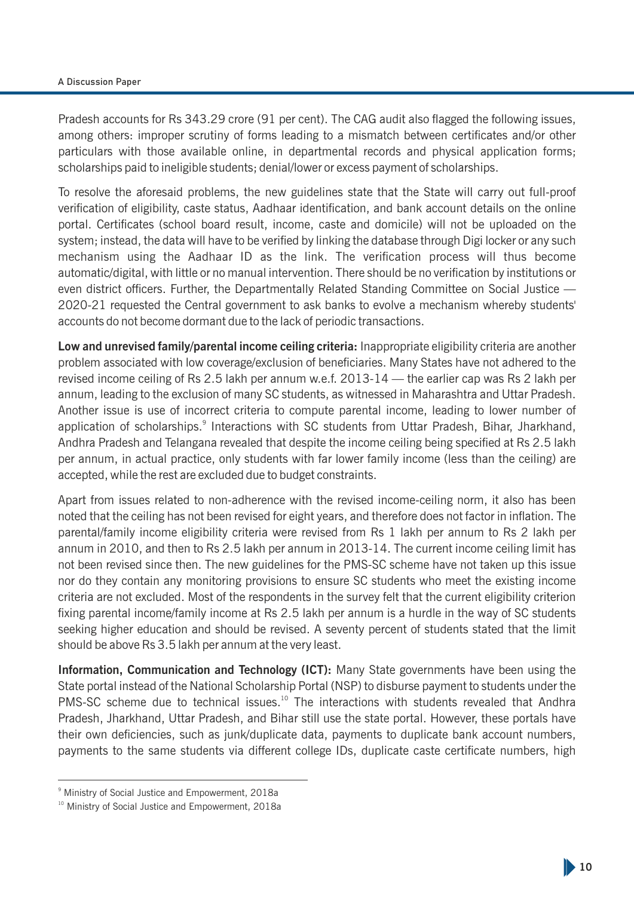Pradesh accounts for Rs 343.29 crore (91 per cent). The CAG audit also flagged the following issues, among others: improper scrutiny of forms leading to a mismatch between certificates and/or other particulars with those available online, in departmental records and physical application forms; scholarships paid to ineligible students; denial/lower or excess payment of scholarships.

To resolve the aforesaid problems, the new guidelines state that the State will carry out full-proof verification of eligibility, caste status, Aadhaar identification, and bank account details on the online portal. Certificates (school board result, income, caste and domicile) will not be uploaded on the system; instead, the data will have to be verified by linking the database through Digi locker or any such mechanism using the Aadhaar ID as the link. The verification process will thus become automatic/digital, with little or no manual intervention. There should be no verification by institutions or even district officers. Further, the Departmentally Related Standing Committee on Social Justice — 2020-21 requested the Central government to ask banks to evolve a mechanism whereby students' accounts do not become dormant due to the lack of periodic transactions.

**Low and unrevised family/parental income ceiling criteria:** Inappropriate eligibility criteria are another problem associated with low coverage/exclusion of beneficiaries. Many States have not adhered to the revised income ceiling of Rs 2.5 lakh per annum w.e.f. 2013-14 — the earlier cap was Rs 2 lakh per annum, leading to the exclusion of many SC students, as witnessed in Maharashtra and Uttar Pradesh. Another issue is use of incorrect criteria to compute parental income, leading to lower number of application of scholarships.[9] Interactions with SC students from Uttar Pradesh, Bihar, Jharkhand, Andhra Pradesh and Telangana revealed that despite the income ceiling being specified at Rs 2.5 lakh per annum, in actual practice, only students with far lower family income (less than the ceiling) are accepted, while the rest are excluded due to budget constraints.

Apart from issues related to non-adherence with the revised income-ceiling norm, it also has been noted that the ceiling has not been revised for eight years, and therefore does not factor in inflation. The parental/family income eligibility criteria were revised from Rs 1 lakh per annum to Rs 2 lakh per annum in 2010, and then to Rs 2.5 lakh per annum in 2013-14. The current income ceiling limit has not been revised since then. The new guidelines for the PMS-SC scheme have not taken up this issue nor do they contain any monitoring provisions to ensure SC students who meet the existing income criteria are not excluded. Most of the respondents in the survey felt that the current eligibility criterion fixing parental income/family income at Rs 2.5 lakh per annum is a hurdle in the way of SC students seeking higher education and should be revised. A seventy percent of students stated that the limit should be above Rs 3.5 lakh per annum at the very least.

**Information, Communication and Technology (ICT):** Many State governments have been using the State portal instead of the National Scholarship Portal (NSP) to disburse payment to students under the PMS-SC scheme due to technical issues.[10] The interactions with students revealed that Andhra Pradesh, Jharkhand, Uttar Pradesh, and Bihar still use the state portal. However, these portals have their own deficiencies, such as junk/duplicate data, payments to duplicate bank account numbers, payments to the same students via different college IDs, duplicate caste certificate numbers, high

---

[9] Ministry of Social Justice and Empowerment, 2018a

[10] Ministry of Social Justice and Empowerment, 2018a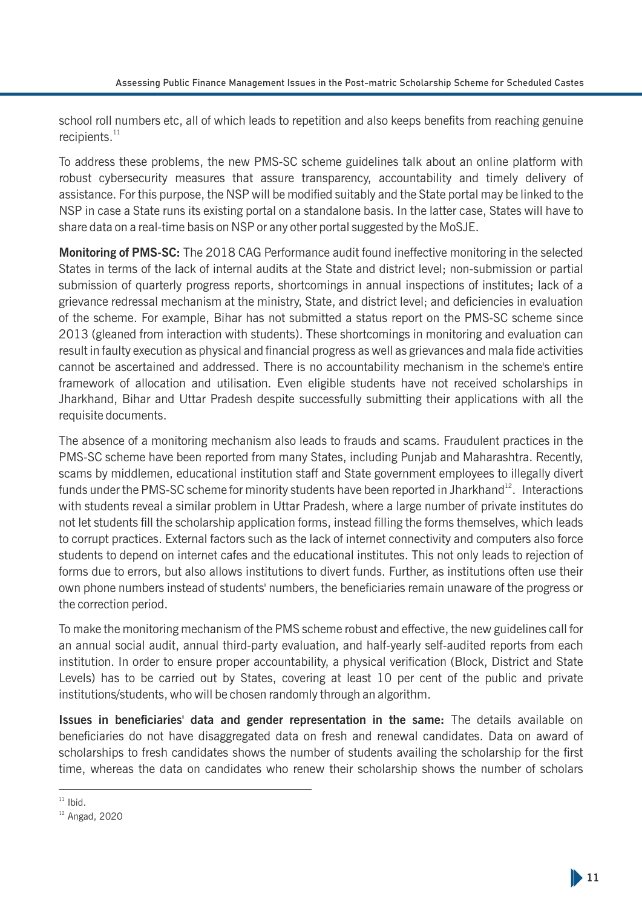school roll numbers etc, all of which leads to repetition and also keeps benefits from reaching genuine recipients.[11]

To address these problems, the new PMS-SC scheme guidelines talk about an online platform with robust cybersecurity measures that assure transparency, accountability and timely delivery of assistance. For this purpose, the NSP will be modified suitably and the State portal may be linked to the NSP in case a State runs its existing portal on a standalone basis. In the latter case, States will have to share data on a real-time basis on NSP or any other portal suggested by the MoSJE.

**Monitoring of PMS-SC:** The 2018 CAG Performance audit found ineffective monitoring in the selected States in terms of the lack of internal audits at the State and district level; non-submission or partial submission of quarterly progress reports, shortcomings in annual inspections of institutes; lack of a grievance redressal mechanism at the ministry, State, and district level; and deficiencies in evaluation of the scheme. For example, Bihar has not submitted a status report on the PMS-SC scheme since 2013 (gleaned from interaction with students). These shortcomings in monitoring and evaluation can result in faulty execution as physical and financial progress as well as grievances and mala fide activities cannot be ascertained and addressed. There is no accountability mechanism in the scheme's entire framework of allocation and utilisation. Even eligible students have not received scholarships in Jharkhand, Bihar and Uttar Pradesh despite successfully submitting their applications with all the requisite documents.

The absence of a monitoring mechanism also leads to frauds and scams. Fraudulent practices in the PMS-SC scheme have been reported from many States, including Punjab and Maharashtra. Recently, scams by middlemen, educational institution staff and State government employees to illegally divert funds under the PMS-SC scheme for minority students have been reported in Jharkhand[12]. Interactions with students reveal a similar problem in Uttar Pradesh, where a large number of private institutes do not let students fill the scholarship application forms, instead filling the forms themselves, which leads to corrupt practices. External factors such as the lack of internet connectivity and computers also force students to depend on internet cafes and the educational institutes. This not only leads to rejection of forms due to errors, but also allows institutions to divert funds. Further, as institutions often use their own phone numbers instead of students' numbers, the beneficiaries remain unaware of the progress or the correction period.

To make the monitoring mechanism of the PMS scheme robust and effective, the new guidelines call for an annual social audit, annual third-party evaluation, and half-yearly self-audited reports from each institution. In order to ensure proper accountability, a physical verification (Block, District and State Levels) has to be carried out by States, covering at least 10 per cent of the public and private institutions/students, who will be chosen randomly through an algorithm.

**Issues in beneficiaries' data and gender representation in the same:** The details available on beneficiaries do not have disaggregated data on fresh and renewal candidates. Data on award of scholarships to fresh candidates shows the number of students availing the scholarship for the first time, whereas the data on candidates who renew their scholarship shows the number of scholars

---

[11] Ibid.

[12] Angad, 2020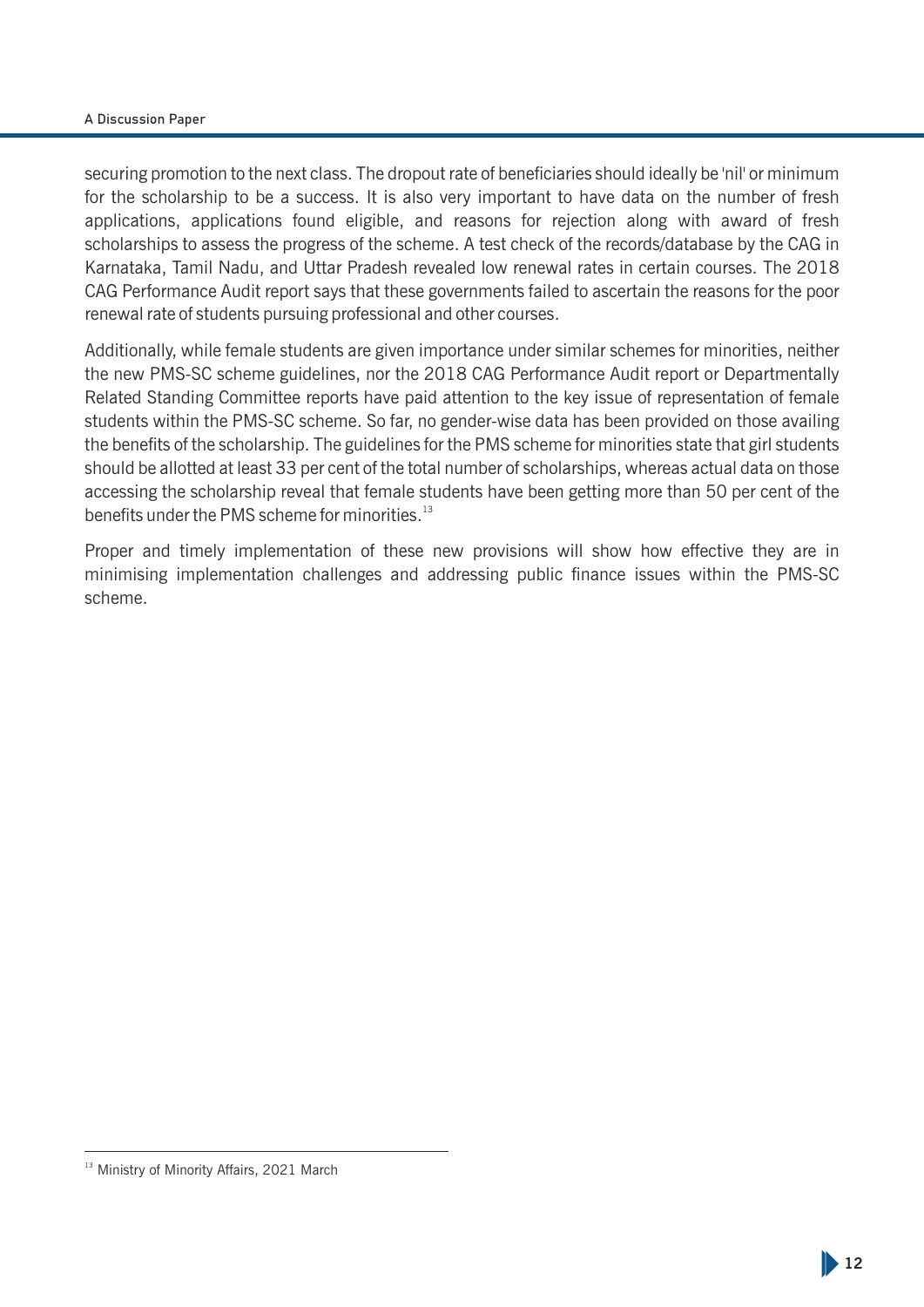securing promotion to the next class. The dropout rate of beneficiaries should ideally be 'nil' or minimum for the scholarship to be a success. It is also very important to have data on the number of fresh applications, applications found eligible, and reasons for rejection along with award of fresh scholarships to assess the progress of the scheme. A test check of the records/database by the CAG in Karnataka, Tamil Nadu, and Uttar Pradesh revealed low renewal rates in certain courses. The 2018 CAG Performance Audit report says that these governments failed to ascertain the reasons for the poor renewal rate of students pursuing professional and other courses.

Additionally, while female students are given importance under similar schemes for minorities, neither the new PMS-SC scheme guidelines, nor the 2018 CAG Performance Audit report or Departmentally Related Standing Committee reports have paid attention to the key issue of representation of female students within the PMS-SC scheme. So far, no gender-wise data has been provided on those availing the benefits of the scholarship. The guidelines for the PMS scheme for minorities state that girl students should be allotted at least 33 per cent of the total number of scholarships, whereas actual data on those accessing the scholarship reveal that female students have been getting more than 50 per cent of the benefits under the PMS scheme for minorities.[13]

Proper and timely implementation of these new provisions will show how effective they are in minimising implementation challenges and addressing public finance issues within the PMS-SC scheme.

---

[13] Ministry of Minority Affairs, 2021 March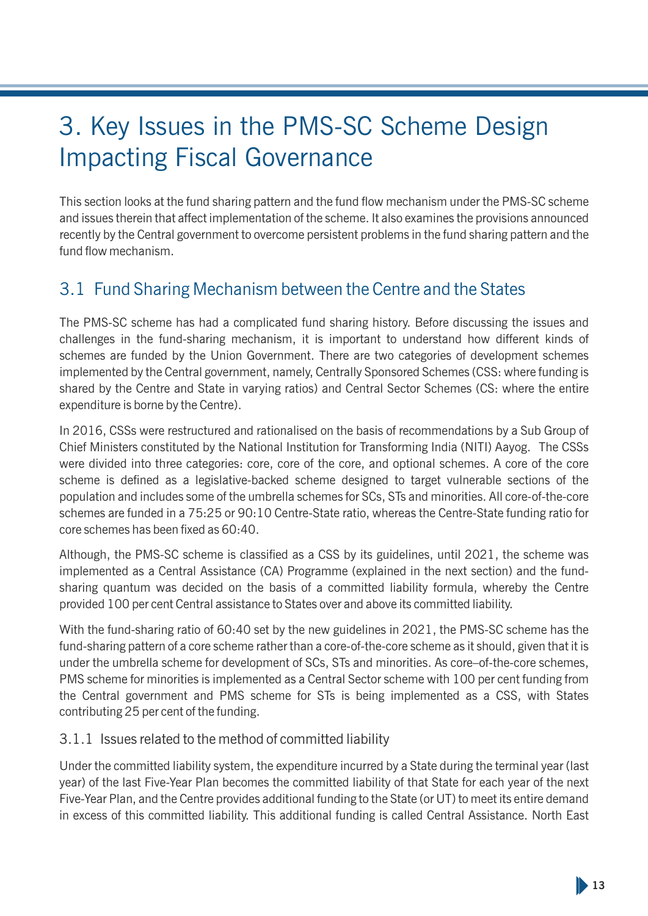# 3. Key Issues in the PMS-SC Scheme Design Impacting Fiscal Governance

This section looks at the fund sharing pattern and the fund flow mechanism under the PMS-SC scheme and issues therein that affect implementation of the scheme. It also examines the provisions announced recently by the Central government to overcome persistent problems in the fund sharing pattern and the fund flow mechanism.

## 3.1 Fund Sharing Mechanism between the Centre and the States

The PMS-SC scheme has had a complicated fund sharing history. Before discussing the issues and challenges in the fund-sharing mechanism, it is important to understand how different kinds of schemes are funded by the Union Government. There are two categories of development schemes implemented by the Central government, namely, Centrally Sponsored Schemes (CSS: where funding is shared by the Centre and State in varying ratios) and Central Sector Schemes (CS: where the entire expenditure is borne by the Centre).

In 2016, CSSs were restructured and rationalised on the basis of recommendations by a Sub Group of Chief Ministers constituted by the National Institution for Transforming India (NITI) Aayog. The CSSs were divided into three categories: core, core of the core, and optional schemes. A core of the core scheme is defined as a legislative-backed scheme designed to target vulnerable sections of the population and includes some of the umbrella schemes for SCs, STs and minorities. All core-of-the-core schemes are funded in a 75:25 or 90:10 Centre-State ratio, whereas the Centre-State funding ratio for core schemes has been fixed as 60:40.

Although, the PMS-SC scheme is classified as a CSS by its guidelines, until 2021, the scheme was implemented as a Central Assistance (CA) Programme (explained in the next section) and the fund-sharing quantum was decided on the basis of a committed liability formula, whereby the Centre provided 100 per cent Central assistance to States over and above its committed liability.

With the fund-sharing ratio of 60:40 set by the new guidelines in 2021, the PMS-SC scheme has the fund-sharing pattern of a core scheme rather than a core-of-the-core scheme as it should, given that it is under the umbrella scheme for development of SCs, STs and minorities. As core–of-the-core schemes, PMS scheme for minorities is implemented as a Central Sector scheme with 100 per cent funding from the Central government and PMS scheme for STs is being implemented as a CSS, with States contributing 25 per cent of the funding.

### 3.1.1 Issues related to the method of committed liability

Under the committed liability system, the expenditure incurred by a State during the terminal year (last year) of the last Five-Year Plan becomes the committed liability of that State for each year of the next Five-Year Plan, and the Centre provides additional funding to the State (or UT) to meet its entire demand in excess of this committed liability. This additional funding is called Central Assistance. North East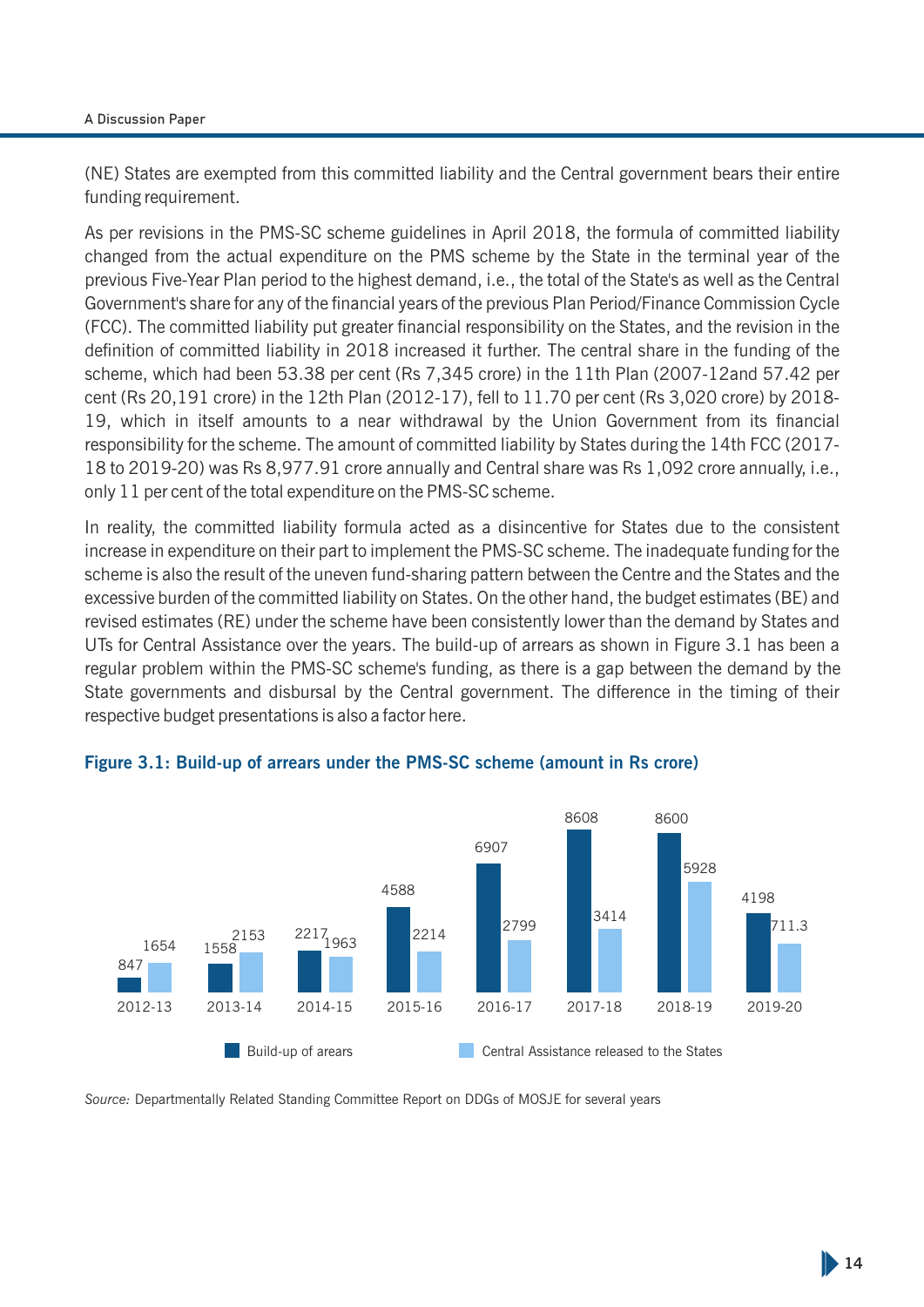(NE) States are exempted from this committed liability and the Central government bears their entire funding requirement.

As per revisions in the PMS-SC scheme guidelines in April 2018, the formula of committed liability changed from the actual expenditure on the PMS scheme by the State in the terminal year of the previous Five-Year Plan period to the highest demand, i.e., the total of the State's as well as the Central Government's share for any of the financial years of the previous Plan Period/Finance Commission Cycle (FCC). The committed liability put greater financial responsibility on the States, and the revision in the definition of committed liability in 2018 increased it further. The central share in the funding of the scheme, which had been 53.38 per cent (Rs 7,345 crore) in the 11th Plan (2007-12and 57.42 per cent (Rs 20,191 crore) in the 12th Plan (2012-17), fell to 11.70 per cent (Rs 3,020 crore) by 2018-19, which in itself amounts to a near withdrawal by the Union Government from its financial responsibility for the scheme. The amount of committed liability by States during the 14th FCC (2017-18 to 2019-20) was Rs 8,977.91 crore annually and Central share was Rs 1,092 crore annually, i.e., only 11 per cent of the total expenditure on the PMS-SC scheme.

In reality, the committed liability formula acted as a disincentive for States due to the consistent increase in expenditure on their part to implement the PMS-SC scheme. The inadequate funding for the scheme is also the result of the uneven fund-sharing pattern between the Centre and the States and the excessive burden of the committed liability on States. On the other hand, the budget estimates (BE) and revised estimates (RE) under the scheme have been consistently lower than the demand by States and UTs for Central Assistance over the years. The build-up of arrears as shown in Figure 3.1 has been a regular problem within the PMS-SC scheme's funding, as there is a gap between the demand by the State governments and disbursal by the Central government. The difference in the timing of their respective budget presentations is also a factor here.

**Figure 3.1: Build-up of arrears under the PMS-SC scheme (amount in Rs crore)**

| Year | Build-up of arears | Central Assistance released to the States |
|---|---|---|
| 2012-13 | 847 | 1654 |
| 2013-14 | 1558 | 2153 |
| 2014-15 | 2217 | 1963 |
| 2015-16 | 4588 | 2214 |
| 2016-17 | 6907 | 2799 |
| 2017-18 | 8608 | 3414 |
| 2018-19 | 8600 | 5928 |
| 2019-20 | 4198 | 711.3 |

*Source:* Departmentally Related Standing Committee Report on DDGs of MOSJE for several years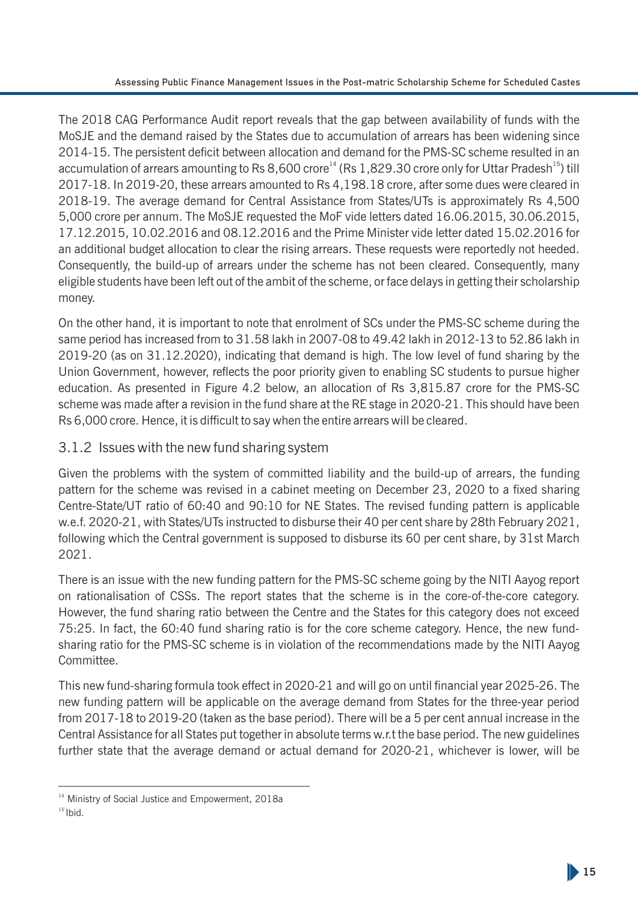The 2018 CAG Performance Audit report reveals that the gap between availability of funds with the MoSJE and the demand raised by the States due to accumulation of arrears has been widening since 2014-15. The persistent deficit between allocation and demand for the PMS-SC scheme resulted in an accumulation of arrears amounting to Rs 8,600 crore[14] (Rs 1,829.30 crore only for Uttar Pradesh[15]) till 2017-18. In 2019-20, these arrears amounted to Rs 4,198.18 crore, after some dues were cleared in 2018-19. The average demand for Central Assistance from States/UTs is approximately Rs 4,500 5,000 crore per annum. The MoSJE requested the MoF vide letters dated 16.06.2015, 30.06.2015, 17.12.2015, 10.02.2016 and 08.12.2016 and the Prime Minister vide letter dated 15.02.2016 for an additional budget allocation to clear the rising arrears. These requests were reportedly not heeded. Consequently, the build-up of arrears under the scheme has not been cleared. Consequently, many eligible students have been left out of the ambit of the scheme, or face delays in getting their scholarship money.

On the other hand, it is important to note that enrolment of SCs under the PMS-SC scheme during the same period has increased from to 31.58 lakh in 2007-08 to 49.42 lakh in 2012-13 to 52.86 lakh in 2019-20 (as on 31.12.2020), indicating that demand is high. The low level of fund sharing by the Union Government, however, reflects the poor priority given to enabling SC students to pursue higher education. As presented in Figure 4.2 below, an allocation of Rs 3,815.87 crore for the PMS-SC scheme was made after a revision in the fund share at the RE stage in 2020-21. This should have been Rs 6,000 crore. Hence, it is difficult to say when the entire arrears will be cleared.

### 3.1.2 Issues with the new fund sharing system

Given the problems with the system of committed liability and the build-up of arrears, the funding pattern for the scheme was revised in a cabinet meeting on December 23, 2020 to a fixed sharing Centre-State/UT ratio of 60:40 and 90:10 for NE States. The revised funding pattern is applicable w.e.f. 2020-21, with States/UTs instructed to disburse their 40 per cent share by 28th February 2021, following which the Central government is supposed to disburse its 60 per cent share, by 31st March 2021.

There is an issue with the new funding pattern for the PMS-SC scheme going by the NITI Aayog report on rationalisation of CSSs. The report states that the scheme is in the core-of-the-core category. However, the fund sharing ratio between the Centre and the States for this category does not exceed 75:25. In fact, the 60:40 fund sharing ratio is for the core scheme category. Hence, the new fund-sharing ratio for the PMS-SC scheme is in violation of the recommendations made by the NITI Aayog Committee.

This new fund-sharing formula took effect in 2020-21 and will go on until financial year 2025-26. The new funding pattern will be applicable on the average demand from States for the three-year period from 2017-18 to 2019-20 (taken as the base period). There will be a 5 per cent annual increase in the Central Assistance for all States put together in absolute terms w.r.t the base period. The new guidelines further state that the average demand or actual demand for 2020-21, whichever is lower, will be

[14] Ministry of Social Justice and Empowerment, 2018a

[15] Ibid.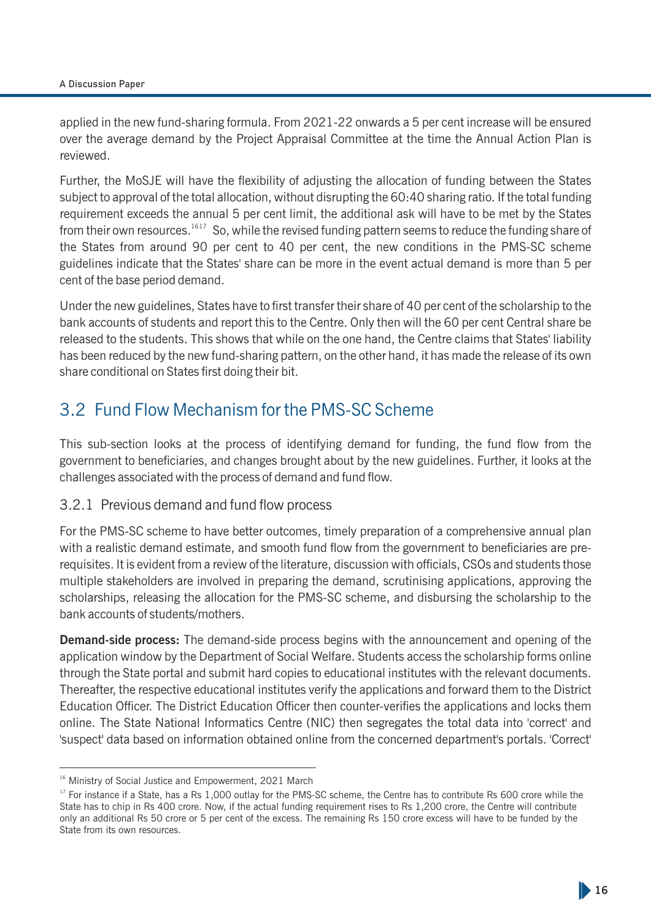applied in the new fund-sharing formula. From 2021-22 onwards a 5 per cent increase will be ensured over the average demand by the Project Appraisal Committee at the time the Annual Action Plan is reviewed.

Further, the MoSJE will have the flexibility of adjusting the allocation of funding between the States subject to approval of the total allocation, without disrupting the 60:40 sharing ratio. If the total funding requirement exceeds the annual 5 per cent limit, the additional ask will have to be met by the States from their own resources.[16][17] So, while the revised funding pattern seems to reduce the funding share of the States from around 90 per cent to 40 per cent, the new conditions in the PMS-SC scheme guidelines indicate that the States' share can be more in the event actual demand is more than 5 per cent of the base period demand.

Under the new guidelines, States have to first transfer their share of 40 per cent of the scholarship to the bank accounts of students and report this to the Centre. Only then will the 60 per cent Central share be released to the students. This shows that while on the one hand, the Centre claims that States' liability has been reduced by the new fund-sharing pattern, on the other hand, it has made the release of its own share conditional on States first doing their bit.

## 3.2 Fund Flow Mechanism for the PMS-SC Scheme

This sub-section looks at the process of identifying demand for funding, the fund flow from the government to beneficiaries, and changes brought about by the new guidelines. Further, it looks at the challenges associated with the process of demand and fund flow.

### 3.2.1 Previous demand and fund flow process

For the PMS-SC scheme to have better outcomes, timely preparation of a comprehensive annual plan with a realistic demand estimate, and smooth fund flow from the government to beneficiaries are pre-requisites. It is evident from a review of the literature, discussion with officials, CSOs and students those multiple stakeholders are involved in preparing the demand, scrutinising applications, approving the scholarships, releasing the allocation for the PMS-SC scheme, and disbursing the scholarship to the bank accounts of students/mothers.

**Demand-side process:** The demand-side process begins with the announcement and opening of the application window by the Department of Social Welfare. Students access the scholarship forms online through the State portal and submit hard copies to educational institutes with the relevant documents. Thereafter, the respective educational institutes verify the applications and forward them to the District Education Officer. The District Education Officer then counter-verifies the applications and locks them online. The State National Informatics Centre (NIC) then segregates the total data into 'correct' and 'suspect' data based on information obtained online from the concerned department's portals. 'Correct'

---

[16] Ministry of Social Justice and Empowerment, 2021 March

[17] For instance if a State, has a Rs 1,000 outlay for the PMS-SC scheme, the Centre has to contribute Rs 600 crore while the State has to chip in Rs 400 crore. Now, if the actual funding requirement rises to Rs 1,200 crore, the Centre will contribute only an additional Rs 50 crore or 5 per cent of the excess. The remaining Rs 150 crore excess will have to be funded by the State from its own resources.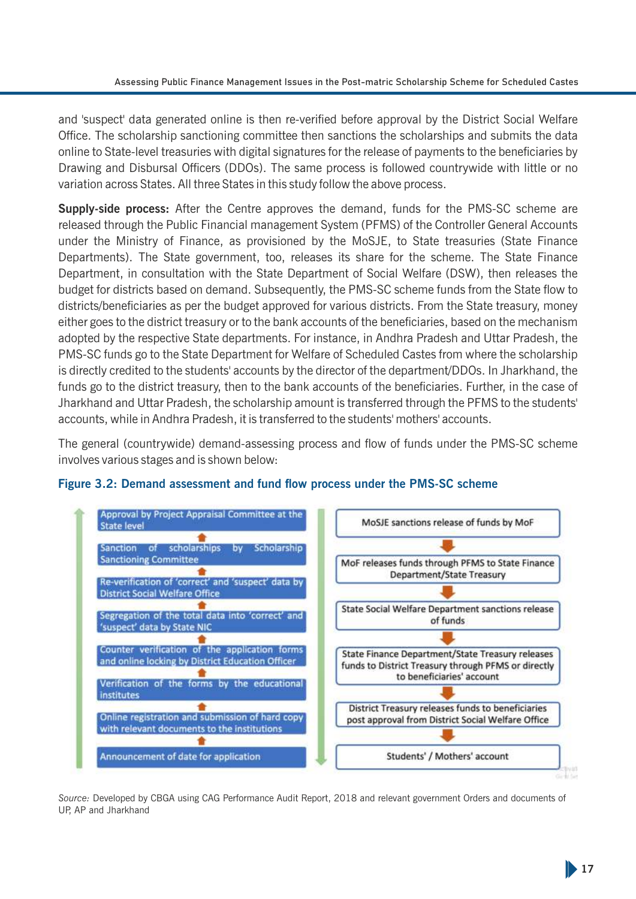and 'suspect' data generated online is then re-verified before approval by the District Social Welfare Office. The scholarship sanctioning committee then sanctions the scholarships and submits the data online to State-level treasuries with digital signatures for the release of payments to the beneficiaries by Drawing and Disbursal Officers (DDOs). The same process is followed countrywide with little or no variation across States. All three States in this study follow the above process.

**Supply-side process:** After the Centre approves the demand, funds for the PMS-SC scheme are released through the Public Financial management System (PFMS) of the Controller General Accounts under the Ministry of Finance, as provisioned by the MoSJE, to State treasuries (State Finance Departments). The State government, too, releases its share for the scheme. The State Finance Department, in consultation with the State Department of Social Welfare (DSW), then releases the budget for districts based on demand. Subsequently, the PMS-SC scheme funds from the State flow to districts/beneficiaries as per the budget approved for various districts. From the State treasury, money either goes to the district treasury or to the bank accounts of the beneficiaries, based on the mechanism adopted by the respective State departments. For instance, in Andhra Pradesh and Uttar Pradesh, the PMS-SC funds go to the State Department for Welfare of Scheduled Castes from where the scholarship is directly credited to the students' accounts by the director of the department/DDOs. In Jharkhand, the funds go to the district treasury, then to the bank accounts of the beneficiaries. Further, in the case of Jharkhand and Uttar Pradesh, the scholarship amount is transferred through the PFMS to the students' accounts, while in Andhra Pradesh, it is transferred to the students' mothers' accounts.

The general (countrywide) demand-assessing process and flow of funds under the PMS-SC scheme involves various stages and is shown below:

**Figure 3.2: Demand assessment and fund flow process under the PMS-SC scheme**

Demand assessment (flows upward):

- Approval by Project Appraisal Committee at the State level
- ↑ Sanction of scholarships by Scholarship Sanctioning Committee
- ↑ Re-verification of 'correct' and 'suspect' data by District Social Welfare Office
- ↑ Segregation of the total data into 'correct' and 'suspect' data by State NIC
- ↑ Counter verification of the application forms and online locking by District Education Officer
- ↑ Verification of the forms by the educational institutes
- ↑ Online registration and submission of hard copy with relevant documents to the institutions
- ↑ Announcement of date for application

Fund flow (flows downward):

- MoSJE sanctions release of funds by MoF
- ↓ MoF releases funds through PFMS to State Finance Department/State Treasury
- ↓ State Social Welfare Department sanctions release of funds
- ↓ State Finance Department/State Treasury releases funds to District Treasury through PFMS or directly to beneficiaries' account
- ↓ District Treasury releases funds to beneficiaries post approval from District Social Welfare Office
- ↓ Students' / Mothers' account

*Source:* Developed by CBGA using CAG Performance Audit Report, 2018 and relevant government Orders and documents of UP, AP and Jharkhand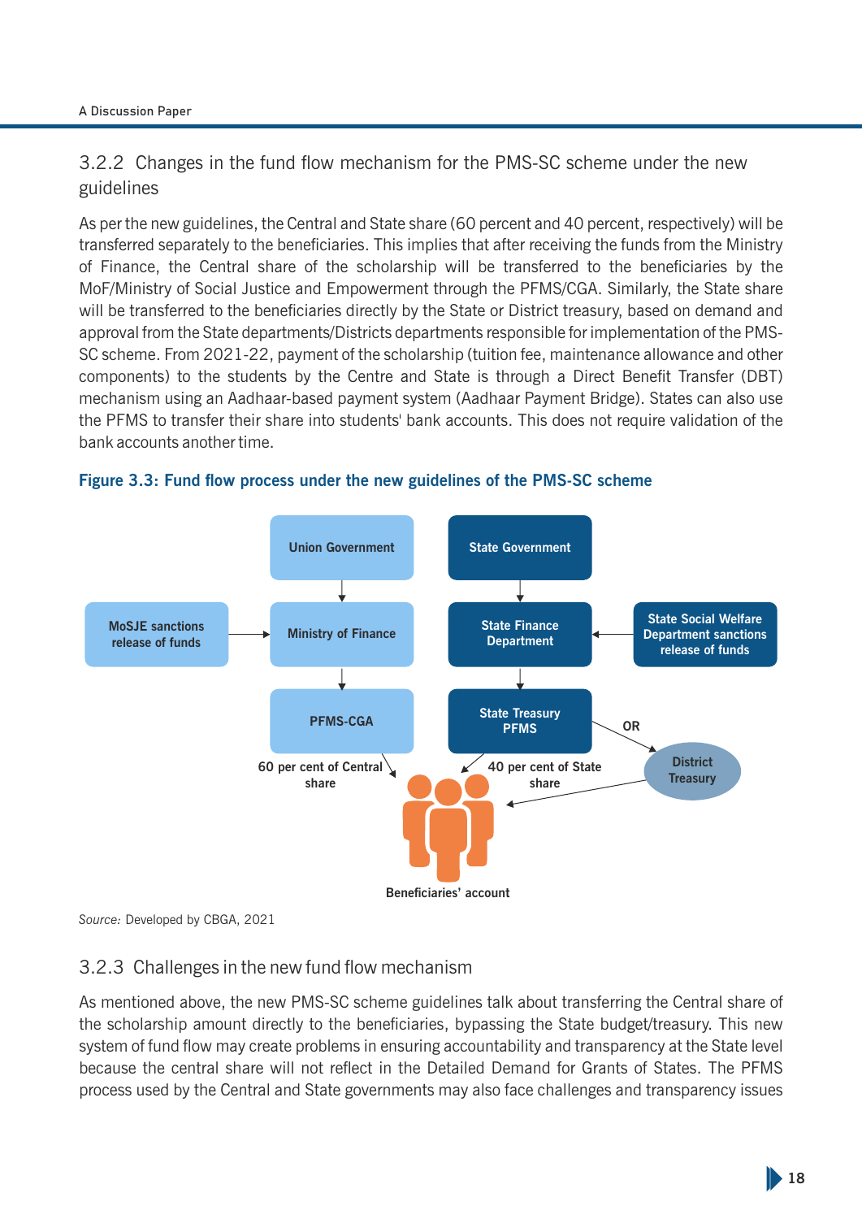### 3.2.2 Changes in the fund flow mechanism for the PMS-SC scheme under the new guidelines

As per the new guidelines, the Central and State share (60 percent and 40 percent, respectively) will be transferred separately to the beneficiaries. This implies that after receiving the funds from the Ministry of Finance, the Central share of the scholarship will be transferred to the beneficiaries by the MoF/Ministry of Social Justice and Empowerment through the PFMS/CGA. Similarly, the State share will be transferred to the beneficiaries directly by the State or District treasury, based on demand and approval from the State departments/Districts departments responsible for implementation of the PMS-SC scheme. From 2021-22, payment of the scholarship (tuition fee, maintenance allowance and other components) to the students by the Centre and State is through a Direct Benefit Transfer (DBT) mechanism using an Aadhaar-based payment system (Aadhaar Payment Bridge). States can also use the PFMS to transfer their share into students' bank accounts. This does not require validation of the bank accounts another time.

**Figure 3.3: Fund flow process under the new guidelines of the PMS-SC scheme**

Union Government → Ministry of Finance → PFMS-CGA

MoSJE sanctions release of funds → Ministry of Finance

State Government → State Finance Department → State Treasury PFMS

State Social Welfare Department sanctions release of funds → State Finance Department

State Treasury PFMS OR District Treasury

PFMS-CGA → 60 per cent of Central share → Beneficiaries' account

State Treasury PFMS / District Treasury → 40 per cent of State share → Beneficiaries' account

*Source:* Developed by CBGA, 2021

### 3.2.3 Challenges in the new fund flow mechanism

As mentioned above, the new PMS-SC scheme guidelines talk about transferring the Central share of the scholarship amount directly to the beneficiaries, bypassing the State budget/treasury. This new system of fund flow may create problems in ensuring accountability and transparency at the State level because the central share will not reflect in the Detailed Demand for Grants of States. The PFMS process used by the Central and State governments may also face challenges and transparency issues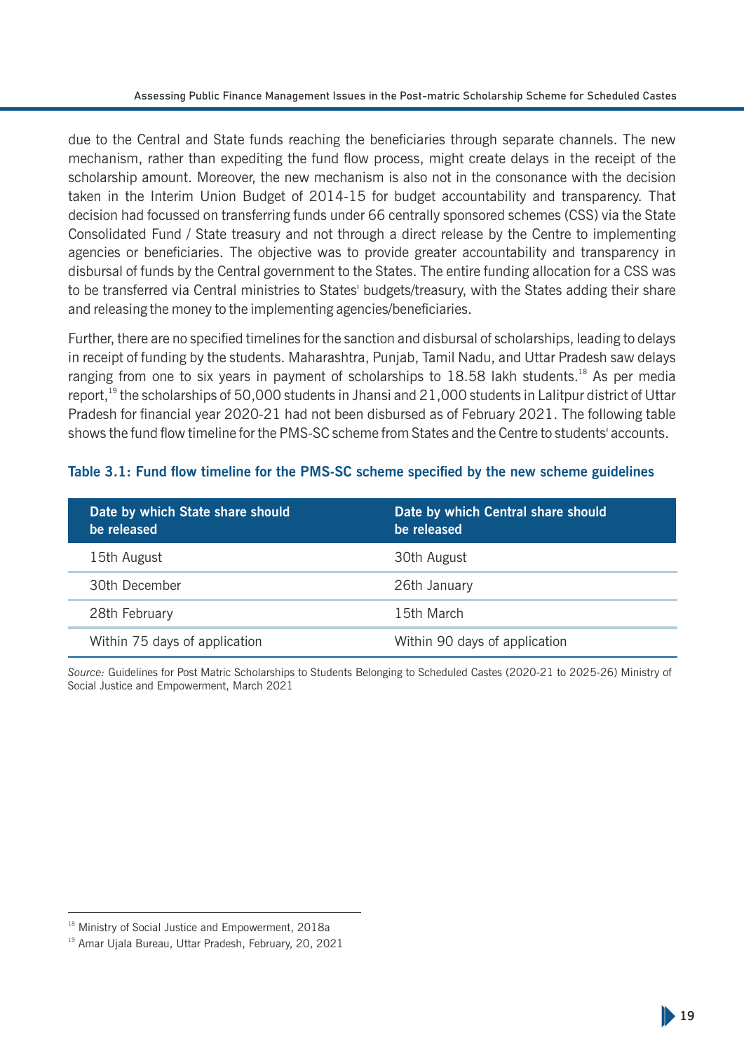due to the Central and State funds reaching the beneficiaries through separate channels. The new mechanism, rather than expediting the fund flow process, might create delays in the receipt of the scholarship amount. Moreover, the new mechanism is also not in the consonance with the decision taken in the Interim Union Budget of 2014-15 for budget accountability and transparency. That decision had focussed on transferring funds under 66 centrally sponsored schemes (CSS) via the State Consolidated Fund / State treasury and not through a direct release by the Centre to implementing agencies or beneficiaries. The objective was to provide greater accountability and transparency in disbursal of funds by the Central government to the States. The entire funding allocation for a CSS was to be transferred via Central ministries to States' budgets/treasury, with the States adding their share and releasing the money to the implementing agencies/beneficiaries.

Further, there are no specified timelines for the sanction and disbursal of scholarships, leading to delays in receipt of funding by the students. Maharashtra, Punjab, Tamil Nadu, and Uttar Pradesh saw delays ranging from one to six years in payment of scholarships to 18.58 lakh students.[18] As per media report,[19] the scholarships of 50,000 students in Jhansi and 21,000 students in Lalitpur district of Uttar Pradesh for financial year 2020-21 had not been disbursed as of February 2021. The following table shows the fund flow timeline for the PMS-SC scheme from States and the Centre to students' accounts.

**Table 3.1: Fund flow timeline for the PMS-SC scheme specified by the new scheme guidelines**

| Date by which State share should be released | Date by which Central share should be released |
|---|---|
| 15th August | 30th August |
| 30th December | 26th January |
| 28th February | 15th March |
| Within 75 days of application | Within 90 days of application |

*Source:* Guidelines for Post Matric Scholarships to Students Belonging to Scheduled Castes (2020-21 to 2025-26) Ministry of Social Justice and Empowerment, March 2021

[18] Ministry of Social Justice and Empowerment, 2018a

[19] Amar Ujala Bureau, Uttar Pradesh, February, 20, 2021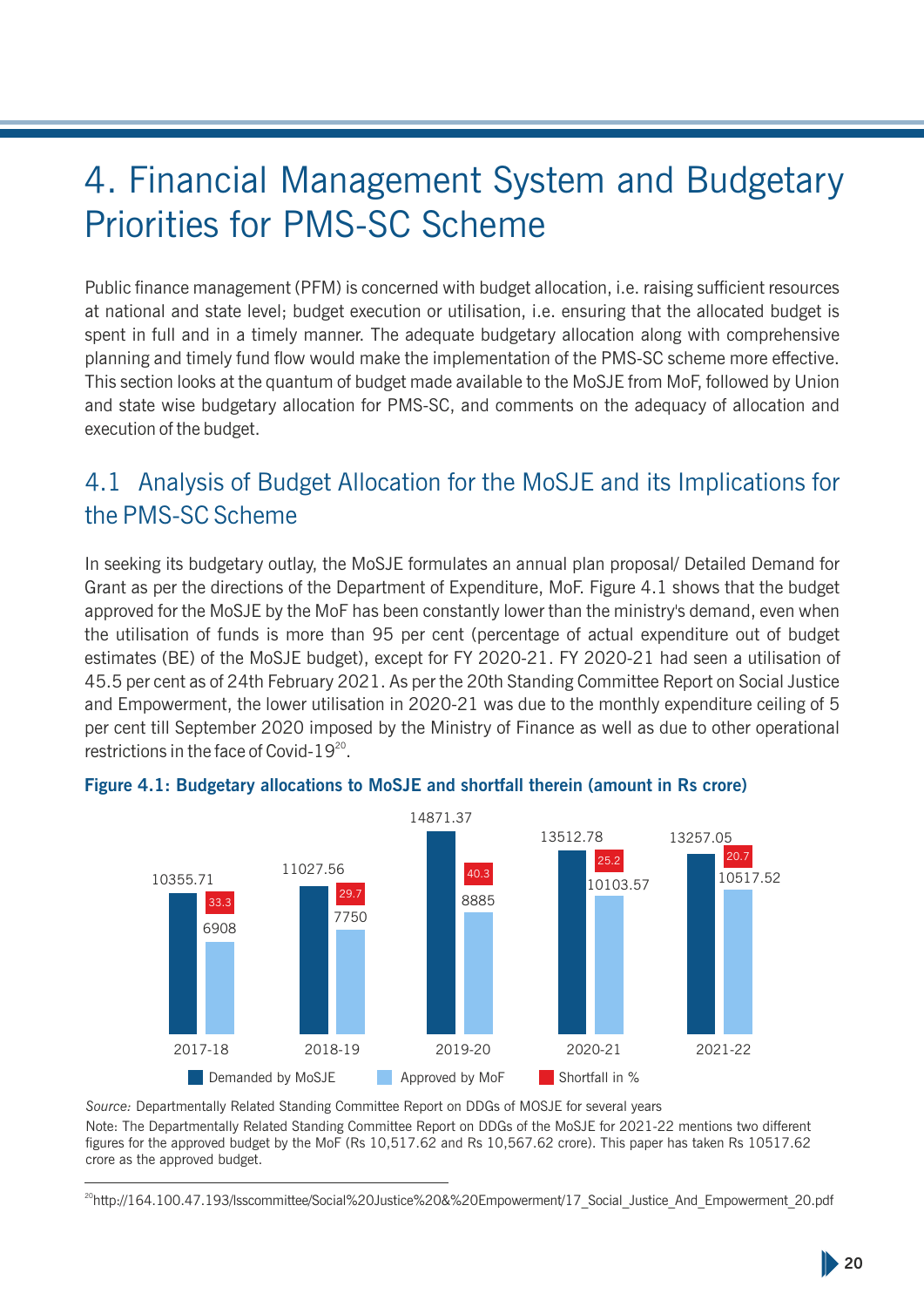# 4. Financial Management System and Budgetary Priorities for PMS-SC Scheme

Public finance management (PFM) is concerned with budget allocation, i.e. raising sufficient resources at national and state level; budget execution or utilisation, i.e. ensuring that the allocated budget is spent in full and in a timely manner. The adequate budgetary allocation along with comprehensive planning and timely fund flow would make the implementation of the PMS-SC scheme more effective. This section looks at the quantum of budget made available to the MoSJE from MoF, followed by Union and state wise budgetary allocation for PMS-SC, and comments on the adequacy of allocation and execution of the budget.

## 4.1 Analysis of Budget Allocation for the MoSJE and its Implications for the PMS-SC Scheme

In seeking its budgetary outlay, the MoSJE formulates an annual plan proposal/ Detailed Demand for Grant as per the directions of the Department of Expenditure, MoF. Figure 4.1 shows that the budget approved for the MoSJE by the MoF has been constantly lower than the ministry's demand, even when the utilisation of funds is more than 95 per cent (percentage of actual expenditure out of budget estimates (BE) of the MoSJE budget), except for FY 2020-21. FY 2020-21 had seen a utilisation of 45.5 per cent as of 24th February 2021. As per the 20th Standing Committee Report on Social Justice and Empowerment, the lower utilisation in 2020-21 was due to the monthly expenditure ceiling of 5 per cent till September 2020 imposed by the Ministry of Finance as well as due to other operational restrictions in the face of Covid-19[20].

**Figure 4.1: Budgetary allocations to MoSJE and shortfall therein (amount in Rs crore)**

| Year | Demanded by MoSJE | Approved by MoF | Shortfall in % |
|---|---|---|---|
| 2017-18 | 10355.71 | 6908 | 33.3 |
| 2018-19 | 11027.56 | 7750 | 29.7 |
| 2019-20 | 14871.37 | 8885 | 40.3 |
| 2020-21 | 13512.78 | 10103.57 | 25.2 |
| 2021-22 | 13257.05 | 10517.52 | 20.7 |

*Source:* Departmentally Related Standing Committee Report on DDGs of MOSJE for several years

Note: The Departmentally Related Standing Committee Report on DDGs of the MoSJE for 2021-22 mentions two different figures for the approved budget by the MoF (Rs 10,517.62 and Rs 10,567.62 crore). This paper has taken Rs 10517.62 crore as the approved budget.

[20] http://164.100.47.193/lsscommittee/Social%20Justice%20&%20Empowerment/17_Social_Justice_And_Empowerment_20.pdf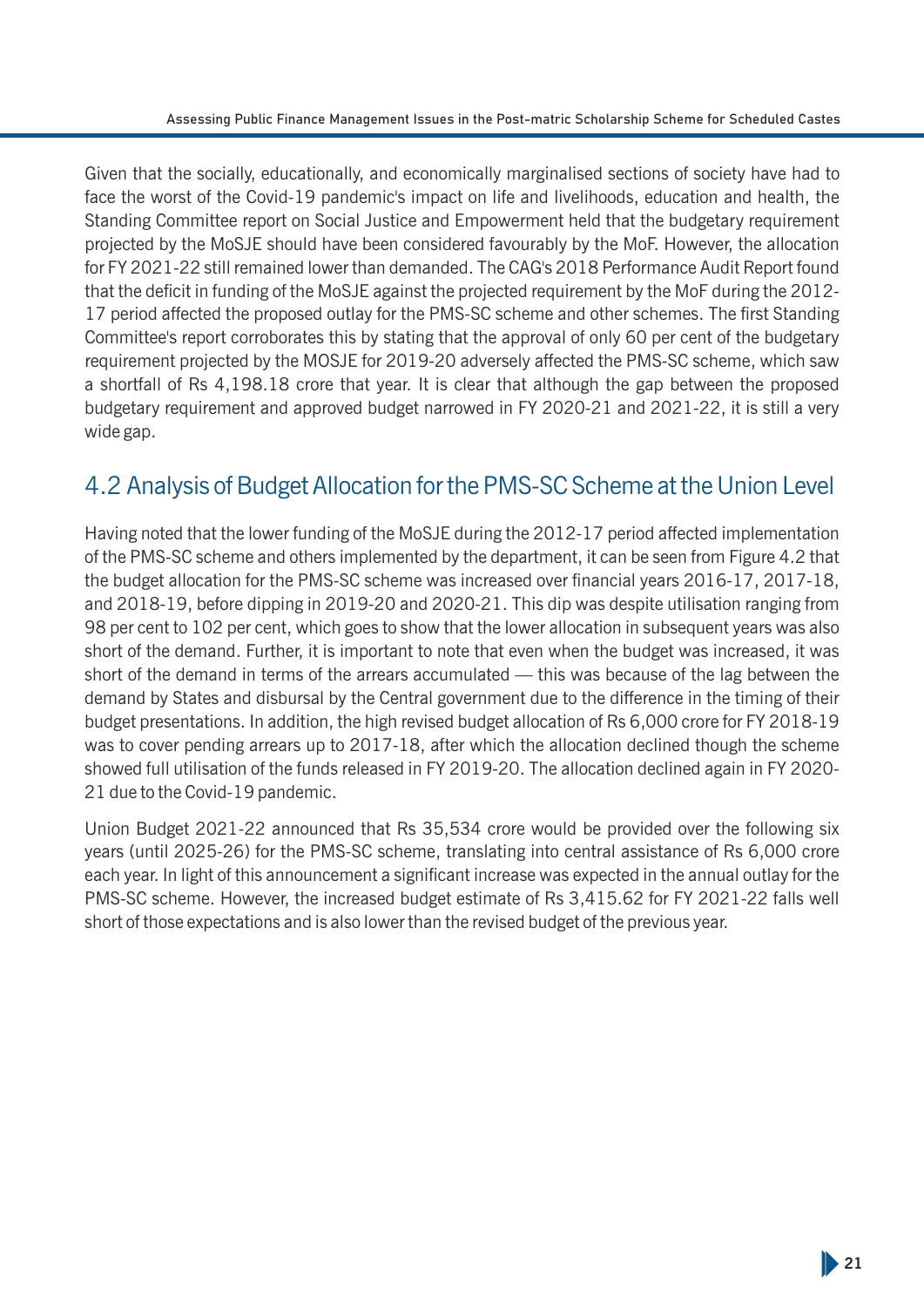Given that the socially, educationally, and economically marginalised sections of society have had to face the worst of the Covid-19 pandemic's impact on life and livelihoods, education and health, the Standing Committee report on Social Justice and Empowerment held that the budgetary requirement projected by the MoSJE should have been considered favourably by the MoF. However, the allocation for FY 2021-22 still remained lower than demanded. The CAG's 2018 Performance Audit Report found that the deficit in funding of the MoSJE against the projected requirement by the MoF during the 2012-17 period affected the proposed outlay for the PMS-SC scheme and other schemes. The first Standing Committee's report corroborates this by stating that the approval of only 60 per cent of the budgetary requirement projected by the MOSJE for 2019-20 adversely affected the PMS-SC scheme, which saw a shortfall of Rs 4,198.18 crore that year. It is clear that although the gap between the proposed budgetary requirement and approved budget narrowed in FY 2020-21 and 2021-22, it is still a very wide gap.

## 4.2 Analysis of Budget Allocation for the PMS-SC Scheme at the Union Level

Having noted that the lower funding of the MoSJE during the 2012-17 period affected implementation of the PMS-SC scheme and others implemented by the department, it can be seen from Figure 4.2 that the budget allocation for the PMS-SC scheme was increased over financial years 2016-17, 2017-18, and 2018-19, before dipping in 2019-20 and 2020-21. This dip was despite utilisation ranging from 98 per cent to 102 per cent, which goes to show that the lower allocation in subsequent years was also short of the demand. Further, it is important to note that even when the budget was increased, it was short of the demand in terms of the arrears accumulated — this was because of the lag between the demand by States and disbursal by the Central government due to the difference in the timing of their budget presentations. In addition, the high revised budget allocation of Rs 6,000 crore for FY 2018-19 was to cover pending arrears up to 2017-18, after which the allocation declined though the scheme showed full utilisation of the funds released in FY 2019-20. The allocation declined again in FY 2020-21 due to the Covid-19 pandemic.

Union Budget 2021-22 announced that Rs 35,534 crore would be provided over the following six years (until 2025-26) for the PMS-SC scheme, translating into central assistance of Rs 6,000 crore each year. In light of this announcement a significant increase was expected in the annual outlay for the PMS-SC scheme. However, the increased budget estimate of Rs 3,415.62 for FY 2021-22 falls well short of those expectations and is also lower than the revised budget of the previous year.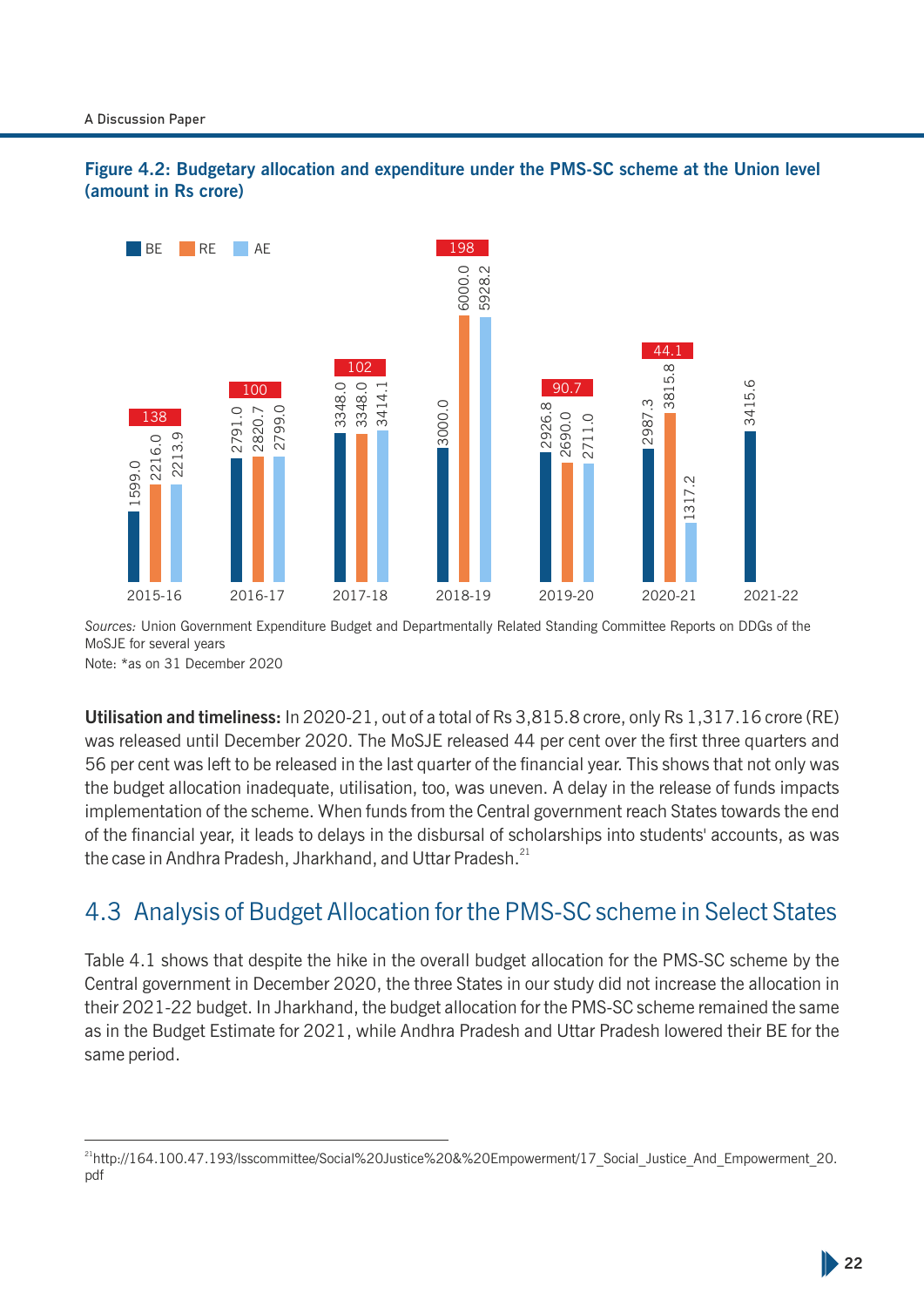**Figure 4.2: Budgetary allocation and expenditure under the PMS-SC scheme at the Union level (amount in Rs crore)**

| Year | BE | RE | AE | Label |
|---|---|---|---|---|
| 2015-16 | 1599.0 | 2216.0 | 2213.9 | 138 |
| 2016-17 | 2791.0 | 2820.7 | 2799.0 | 100 |
| 2017-18 | 3348.0 | 3348.0 | 3414.1 | 102 |
| 2018-19 | 3000.0 | 6000.0 | 5928.2 | 198 |
| 2019-20 | 2926.8 | 2690.0 | 2711.0 | 90.7 |
| 2020-21 | 2987.3 | 3815.8 | 1317.2 | 44.1 |
| 2021-22 | 3415.6 | | | |

*Sources:* Union Government Expenditure Budget and Departmentally Related Standing Committee Reports on DDGs of the MoSJE for several years

Note: *as on 31 December 2020

**Utilisation and timeliness:** In 2020-21, out of a total of Rs 3,815.8 crore, only Rs 1,317.16 crore (RE) was released until December 2020. The MoSJE released 44 per cent over the first three quarters and 56 per cent was left to be released in the last quarter of the financial year. This shows that not only was the budget allocation inadequate, utilisation, too, was uneven. A delay in the release of funds impacts implementation of the scheme. When funds from the Central government reach States towards the end of the financial year, it leads to delays in the disbursal of scholarships into students' accounts, as was the case in Andhra Pradesh, Jharkhand, and Uttar Pradesh.[21]

## 4.3 Analysis of Budget Allocation for the PMS-SC scheme in Select States

Table 4.1 shows that despite the hike in the overall budget allocation for the PMS-SC scheme by the Central government in December 2020, the three States in our study did not increase the allocation in their 2021-22 budget. In Jharkhand, the budget allocation for the PMS-SC scheme remained the same as in the Budget Estimate for 2021, while Andhra Pradesh and Uttar Pradesh lowered their BE for the same period.

---

[21] http://164.100.47.193/lsscommittee/Social%20Justice%20&%20Empowerment/17_Social_Justice_And_Empowerment_20.pdf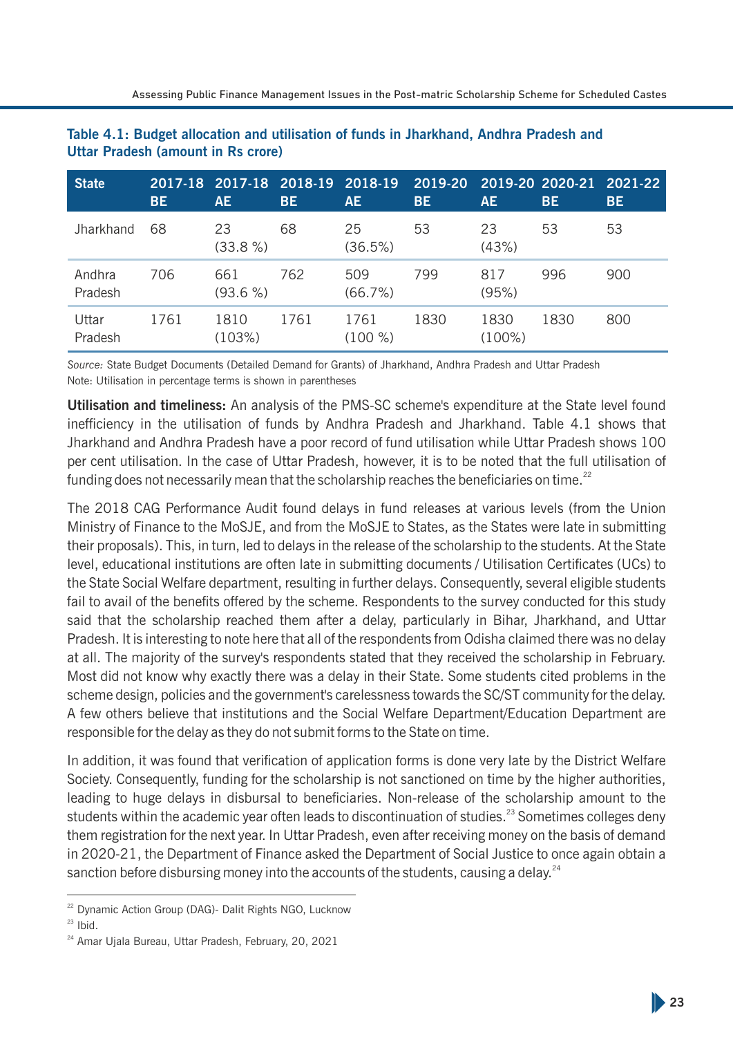**Table 4.1: Budget allocation and utilisation of funds in Jharkhand, Andhra Pradesh and Uttar Pradesh (amount in Rs crore)**

| State | 2017-18 BE | 2017-18 AE | 2018-19 BE | 2018-19 AE | 2019-20 BE | 2019-20 AE | 2020-21 BE | 2021-22 BE |
|---|---|---|---|---|---|---|---|---|
| Jharkhand | 68 | 23 (33.8 %) | 68 | 25 (36.5%) | 53 | 23 (43%) | 53 | 53 |
| Andhra Pradesh | 706 | 661 (93.6 %) | 762 | 509 (66.7%) | 799 | 817 (95%) | 996 | 900 |
| Uttar Pradesh | 1761 | 1810 (103%) | 1761 | 1761 (100 %) | 1830 | 1830 (100%) | 1830 | 800 |

*Source:* State Budget Documents (Detailed Demand for Grants) of Jharkhand, Andhra Pradesh and Uttar Pradesh
Note: Utilisation in percentage terms is shown in parentheses

**Utilisation and timeliness:** An analysis of the PMS-SC scheme's expenditure at the State level found inefficiency in the utilisation of funds by Andhra Pradesh and Jharkhand. Table 4.1 shows that Jharkhand and Andhra Pradesh have a poor record of fund utilisation while Uttar Pradesh shows 100 per cent utilisation. In the case of Uttar Pradesh, however, it is to be noted that the full utilisation of funding does not necessarily mean that the scholarship reaches the beneficiaries on time.[22]

The 2018 CAG Performance Audit found delays in fund releases at various levels (from the Union Ministry of Finance to the MoSJE, and from the MoSJE to States, as the States were late in submitting their proposals). This, in turn, led to delays in the release of the scholarship to the students. At the State level, educational institutions are often late in submitting documents / Utilisation Certificates (UCs) to the State Social Welfare department, resulting in further delays. Consequently, several eligible students fail to avail of the benefits offered by the scheme. Respondents to the survey conducted for this study said that the scholarship reached them after a delay, particularly in Bihar, Jharkhand, and Uttar Pradesh. It is interesting to note here that all of the respondents from Odisha claimed there was no delay at all. The majority of the survey's respondents stated that they received the scholarship in February. Most did not know why exactly there was a delay in their State. Some students cited problems in the scheme design, policies and the government's carelessness towards the SC/ST community for the delay. A few others believe that institutions and the Social Welfare Department/Education Department are responsible for the delay as they do not submit forms to the State on time.

In addition, it was found that verification of application forms is done very late by the District Welfare Society. Consequently, funding for the scholarship is not sanctioned on time by the higher authorities, leading to huge delays in disbursal to beneficiaries. Non-release of the scholarship amount to the students within the academic year often leads to discontinuation of studies.[23] Sometimes colleges deny them registration for the next year. In Uttar Pradesh, even after receiving money on the basis of demand in 2020-21, the Department of Finance asked the Department of Social Justice to once again obtain a sanction before disbursing money into the accounts of the students, causing a delay.[24]

---

[22] Dynamic Action Group (DAG)- Dalit Rights NGO, Lucknow

[23] Ibid.

[24] Amar Ujala Bureau, Uttar Pradesh, February, 20, 2021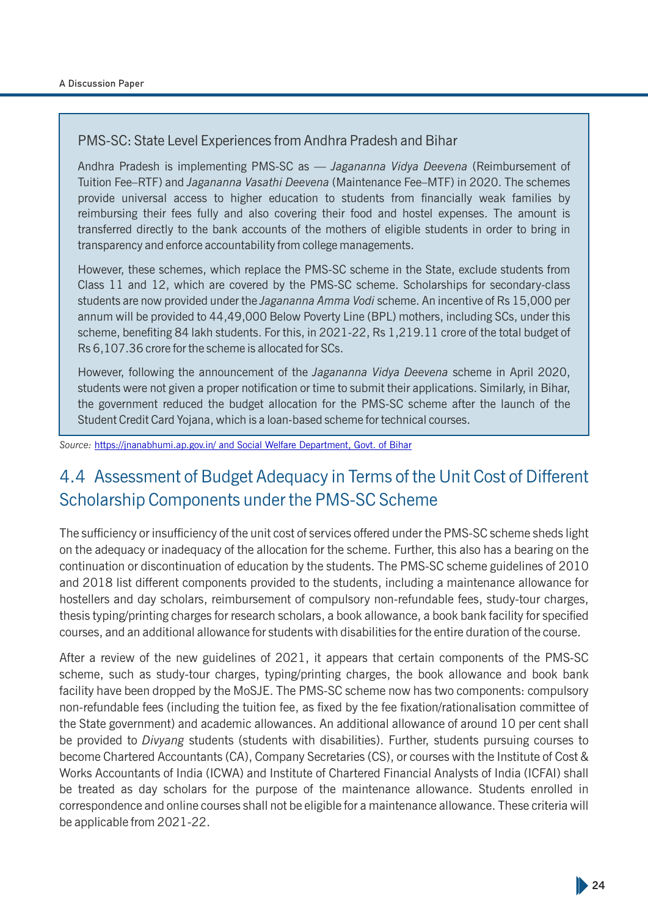### PMS-SC: State Level Experiences from Andhra Pradesh and Bihar

Andhra Pradesh is implementing PMS-SC as — *Jagananna Vidya Deevena* (Reimbursement of Tuition Fee–RTF) and *Jagananna Vasathi Deevena* (Maintenance Fee–MTF) in 2020. The schemes provide universal access to higher education to students from financially weak families by reimbursing their fees fully and also covering their food and hostel expenses. The amount is transferred directly to the bank accounts of the mothers of eligible students in order to bring in transparency and enforce accountability from college managements.

However, these schemes, which replace the PMS-SC scheme in the State, exclude students from Class 11 and 12, which are covered by the PMS-SC scheme. Scholarships for secondary-class students are now provided under the *Jagananna Amma Vodi* scheme. An incentive of Rs 15,000 per annum will be provided to 44,49,000 Below Poverty Line (BPL) mothers, including SCs, under this scheme, benefiting 84 lakh students. For this, in 2021-22, Rs 1,219.11 crore of the total budget of Rs 6,107.36 crore for the scheme is allocated for SCs.

However, following the announcement of the *Jagananna Vidya Deevena* scheme in April 2020, students were not given a proper notification or time to submit their applications. Similarly, in Bihar, the government reduced the budget allocation for the PMS-SC scheme after the launch of the Student Credit Card Yojana, which is a loan-based scheme for technical courses.

*Source:* https://jnanabhumi.ap.gov.in/ and Social Welfare Department, Govt. of Bihar

## 4.4 Assessment of Budget Adequacy in Terms of the Unit Cost of Different Scholarship Components under the PMS-SC Scheme

The sufficiency or insufficiency of the unit cost of services offered under the PMS-SC scheme sheds light on the adequacy or inadequacy of the allocation for the scheme. Further, this also has a bearing on the continuation or discontinuation of education by the students. The PMS-SC scheme guidelines of 2010 and 2018 list different components provided to the students, including a maintenance allowance for hostellers and day scholars, reimbursement of compulsory non-refundable fees, study-tour charges, thesis typing/printing charges for research scholars, a book allowance, a book bank facility for specified courses, and an additional allowance for students with disabilities for the entire duration of the course.

After a review of the new guidelines of 2021, it appears that certain components of the PMS-SC scheme, such as study-tour charges, typing/printing charges, the book allowance and book bank facility have been dropped by the MoSJE. The PMS-SC scheme now has two components: compulsory non-refundable fees (including the tuition fee, as fixed by the fee fixation/rationalisation committee of the State government) and academic allowances. An additional allowance of around 10 per cent shall be provided to *Divyang* students (students with disabilities). Further, students pursuing courses to become Chartered Accountants (CA), Company Secretaries (CS), or courses with the Institute of Cost & Works Accountants of India (ICWA) and Institute of Chartered Financial Analysts of India (ICFAI) shall be treated as day scholars for the purpose of the maintenance allowance. Students enrolled in correspondence and online courses shall not be eligible for a maintenance allowance. These criteria will be applicable from 2021-22.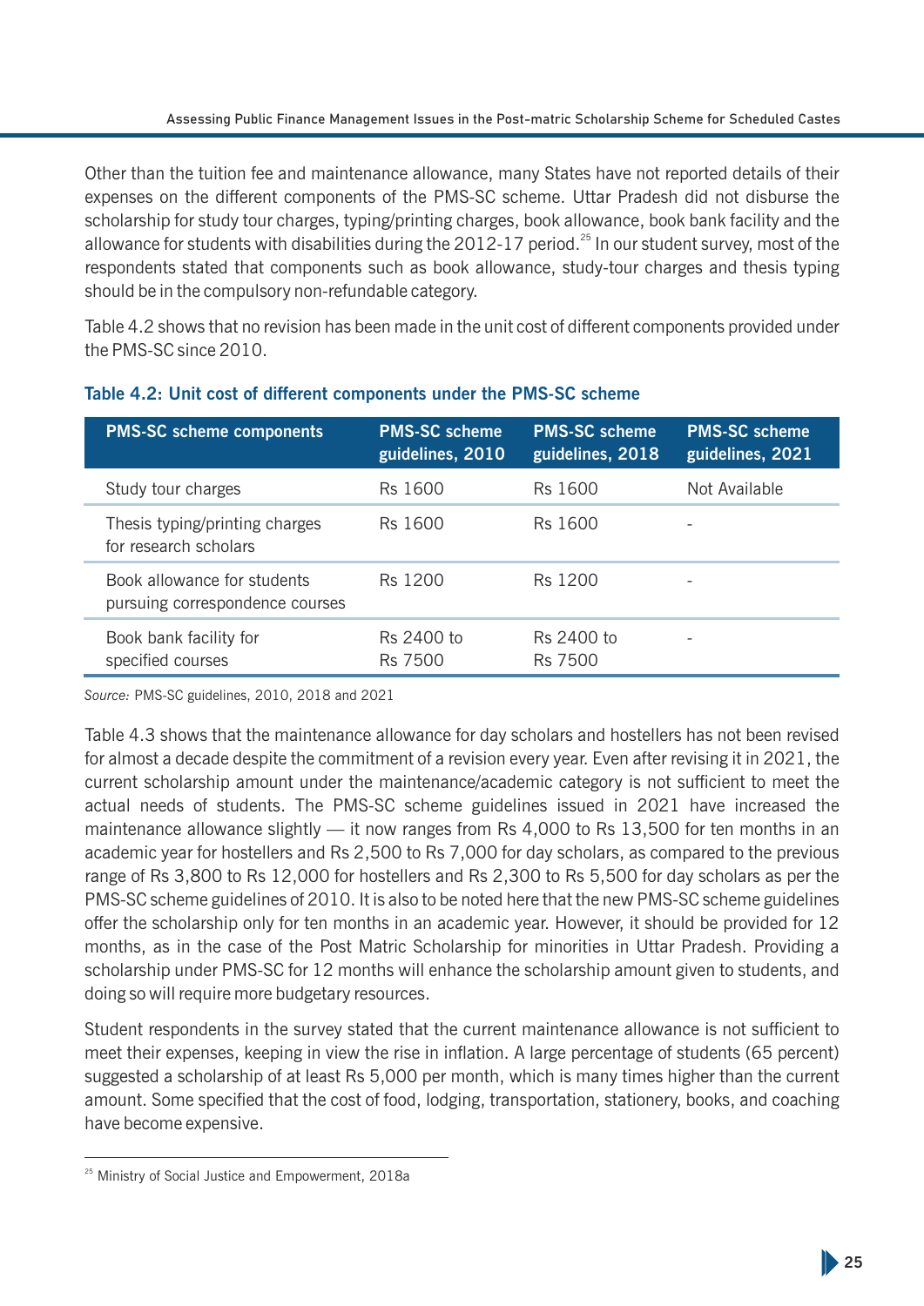Other than the tuition fee and maintenance allowance, many States have not reported details of their expenses on the different components of the PMS-SC scheme. Uttar Pradesh did not disburse the scholarship for study tour charges, typing/printing charges, book allowance, book bank facility and the allowance for students with disabilities during the 2012-17 period.[25] In our student survey, most of the respondents stated that components such as book allowance, study-tour charges and thesis typing should be in the compulsory non-refundable category.

Table 4.2 shows that no revision has been made in the unit cost of different components provided under the PMS-SC since 2010.

**Table 4.2: Unit cost of different components under the PMS-SC scheme**

| PMS-SC scheme components | PMS-SC scheme guidelines, 2010 | PMS-SC scheme guidelines, 2018 | PMS-SC scheme guidelines, 2021 |
|---|---|---|---|
| Study tour charges | Rs 1600 | Rs 1600 | Not Available |
| Thesis typing/printing charges for research scholars | Rs 1600 | Rs 1600 | - |
| Book allowance for students pursuing correspondence courses | Rs 1200 | Rs 1200 | - |
| Book bank facility for specified courses | Rs 2400 to Rs 7500 | Rs 2400 to Rs 7500 | - |

*Source:* PMS-SC guidelines, 2010, 2018 and 2021

Table 4.3 shows that the maintenance allowance for day scholars and hostellers has not been revised for almost a decade despite the commitment of a revision every year. Even after revising it in 2021, the current scholarship amount under the maintenance/academic category is not sufficient to meet the actual needs of students. The PMS-SC scheme guidelines issued in 2021 have increased the maintenance allowance slightly — it now ranges from Rs 4,000 to Rs 13,500 for ten months in an academic year for hostellers and Rs 2,500 to Rs 7,000 for day scholars, as compared to the previous range of Rs 3,800 to Rs 12,000 for hostellers and Rs 2,300 to Rs 5,500 for day scholars as per the PMS-SC scheme guidelines of 2010. It is also to be noted here that the new PMS-SC scheme guidelines offer the scholarship only for ten months in an academic year. However, it should be provided for 12 months, as in the case of the Post Matric Scholarship for minorities in Uttar Pradesh. Providing a scholarship under PMS-SC for 12 months will enhance the scholarship amount given to students, and doing so will require more budgetary resources.

Student respondents in the survey stated that the current maintenance allowance is not sufficient to meet their expenses, keeping in view the rise in inflation. A large percentage of students (65 percent) suggested a scholarship of at least Rs 5,000 per month, which is many times higher than the current amount. Some specified that the cost of food, lodging, transportation, stationery, books, and coaching have become expensive.

[25] Ministry of Social Justice and Empowerment, 2018a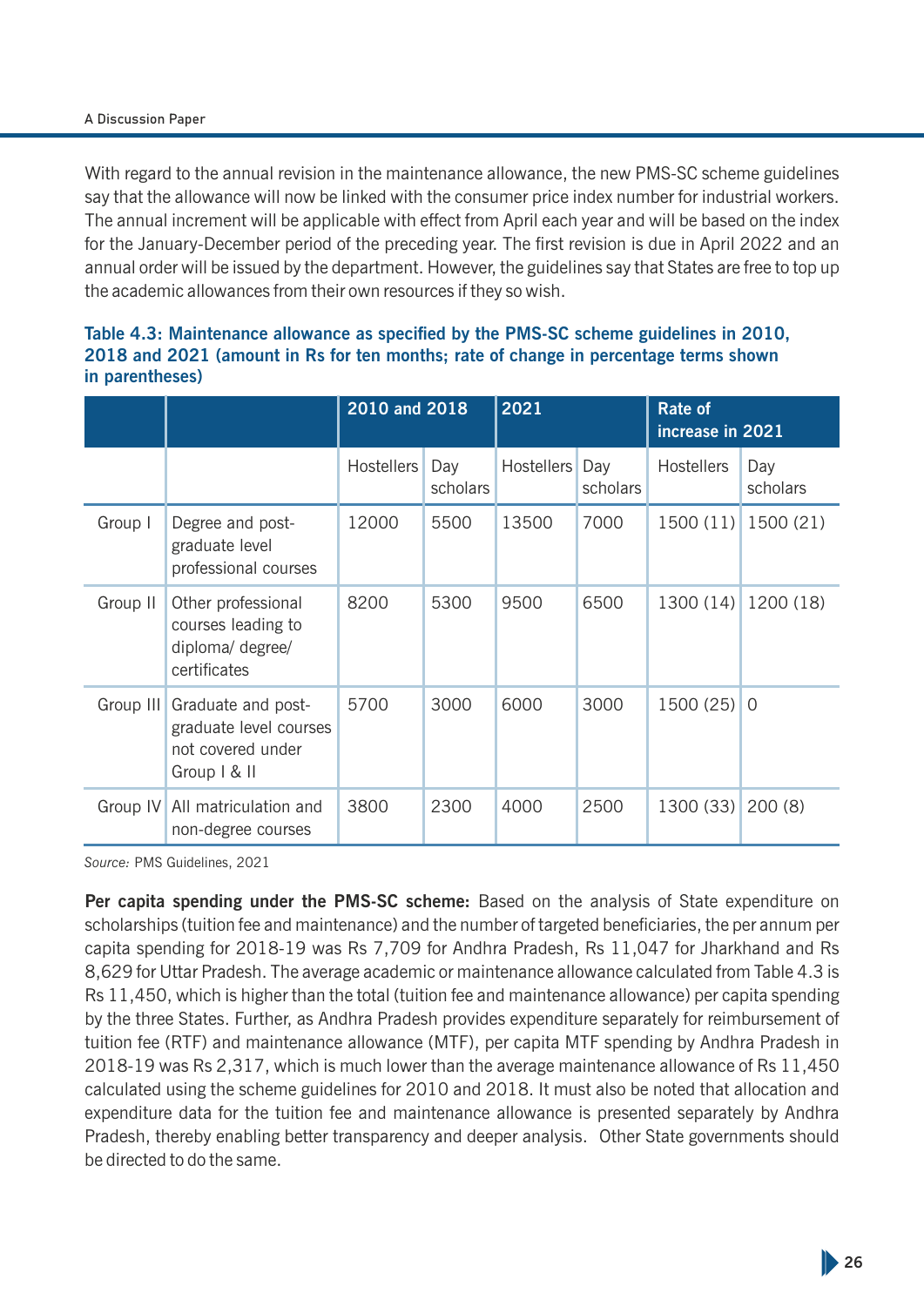With regard to the annual revision in the maintenance allowance, the new PMS-SC scheme guidelines say that the allowance will now be linked with the consumer price index number for industrial workers. The annual increment will be applicable with effect from April each year and will be based on the index for the January-December period of the preceding year. The first revision is due in April 2022 and an annual order will be issued by the department. However, the guidelines say that States are free to top up the academic allowances from their own resources if they so wish.

**Table 4.3: Maintenance allowance as specified by the PMS-SC scheme guidelines in 2010, 2018 and 2021 (amount in Rs for ten months; rate of change in percentage terms shown in parentheses)**

| | | 2010 and 2018 | | 2021 | | Rate of increase in 2021 | |
|---|---|---|---|---|---|---|---|
| | | Hostellers | Day scholars | Hostellers | Day scholars | Hostellers | Day scholars |
| Group I | Degree and post-graduate level professional courses | 12000 | 5500 | 13500 | 7000 | 1500 (11) | 1500 (21) |
| Group II | Other professional courses leading to diploma/ degree/ certificates | 8200 | 5300 | 9500 | 6500 | 1300 (14) | 1200 (18) |
| Group III | Graduate and post-graduate level courses not covered under Group I & II | 5700 | 3000 | 6000 | 3000 | 1500 (25) | 0 |
| Group IV | All matriculation and non-degree courses | 3800 | 2300 | 4000 | 2500 | 1300 (33) | 200 (8) |

*Source:* PMS Guidelines, 2021

**Per capita spending under the PMS-SC scheme:** Based on the analysis of State expenditure on scholarships (tuition fee and maintenance) and the number of targeted beneficiaries, the per annum per capita spending for 2018-19 was Rs 7,709 for Andhra Pradesh, Rs 11,047 for Jharkhand and Rs 8,629 for Uttar Pradesh. The average academic or maintenance allowance calculated from Table 4.3 is Rs 11,450, which is higher than the total (tuition fee and maintenance allowance) per capita spending by the three States. Further, as Andhra Pradesh provides expenditure separately for reimbursement of tuition fee (RTF) and maintenance allowance (MTF), per capita MTF spending by Andhra Pradesh in 2018-19 was Rs 2,317, which is much lower than the average maintenance allowance of Rs 11,450 calculated using the scheme guidelines for 2010 and 2018. It must also be noted that allocation and expenditure data for the tuition fee and maintenance allowance is presented separately by Andhra Pradesh, thereby enabling better transparency and deeper analysis. Other State governments should be directed to do the same.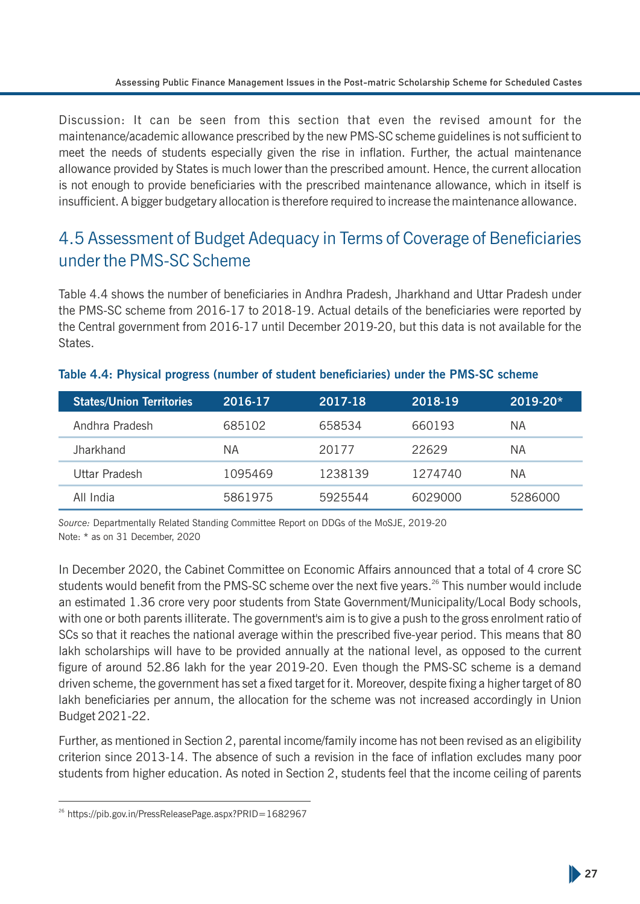Discussion: It can be seen from this section that even the revised amount for the maintenance/academic allowance prescribed by the new PMS-SC scheme guidelines is not sufficient to meet the needs of students especially given the rise in inflation. Further, the actual maintenance allowance provided by States is much lower than the prescribed amount. Hence, the current allocation is not enough to provide beneficiaries with the prescribed maintenance allowance, which in itself is insufficient. A bigger budgetary allocation is therefore required to increase the maintenance allowance.

## 4.5 Assessment of Budget Adequacy in Terms of Coverage of Beneficiaries under the PMS-SC Scheme

Table 4.4 shows the number of beneficiaries in Andhra Pradesh, Jharkhand and Uttar Pradesh under the PMS-SC scheme from 2016-17 to 2018-19. Actual details of the beneficiaries were reported by the Central government from 2016-17 until December 2019-20, but this data is not available for the States.

**Table 4.4: Physical progress (number of student beneficiaries) under the PMS-SC scheme**

| States/Union Territories | 2016-17 | 2017-18 | 2018-19 | 2019-20* |
|---|---|---|---|---|
| Andhra Pradesh | 685102 | 658534 | 660193 | NA |
| Jharkhand | NA | 20177 | 22629 | NA |
| Uttar Pradesh | 1095469 | 1238139 | 1274740 | NA |
| All India | 5861975 | 5925544 | 6029000 | 5286000 |

*Source:* Departmentally Related Standing Committee Report on DDGs of the MoSJE, 2019-20
Note: * as on 31 December, 2020

In December 2020, the Cabinet Committee on Economic Affairs announced that a total of 4 crore SC students would benefit from the PMS-SC scheme over the next five years.[26] This number would include an estimated 1.36 crore very poor students from State Government/Municipality/Local Body schools, with one or both parents illiterate. The government's aim is to give a push to the gross enrolment ratio of SCs so that it reaches the national average within the prescribed five-year period. This means that 80 lakh scholarships will have to be provided annually at the national level, as opposed to the current figure of around 52.86 lakh for the year 2019-20. Even though the PMS-SC scheme is a demand driven scheme, the government has set a fixed target for it. Moreover, despite fixing a higher target of 80 lakh beneficiaries per annum, the allocation for the scheme was not increased accordingly in Union Budget 2021-22.

Further, as mentioned in Section 2, parental income/family income has not been revised as an eligibility criterion since 2013-14. The absence of such a revision in the face of inflation excludes many poor students from higher education. As noted in Section 2, students feel that the income ceiling of parents

[26] https://pib.gov.in/PressReleasePage.aspx?PRID=1682967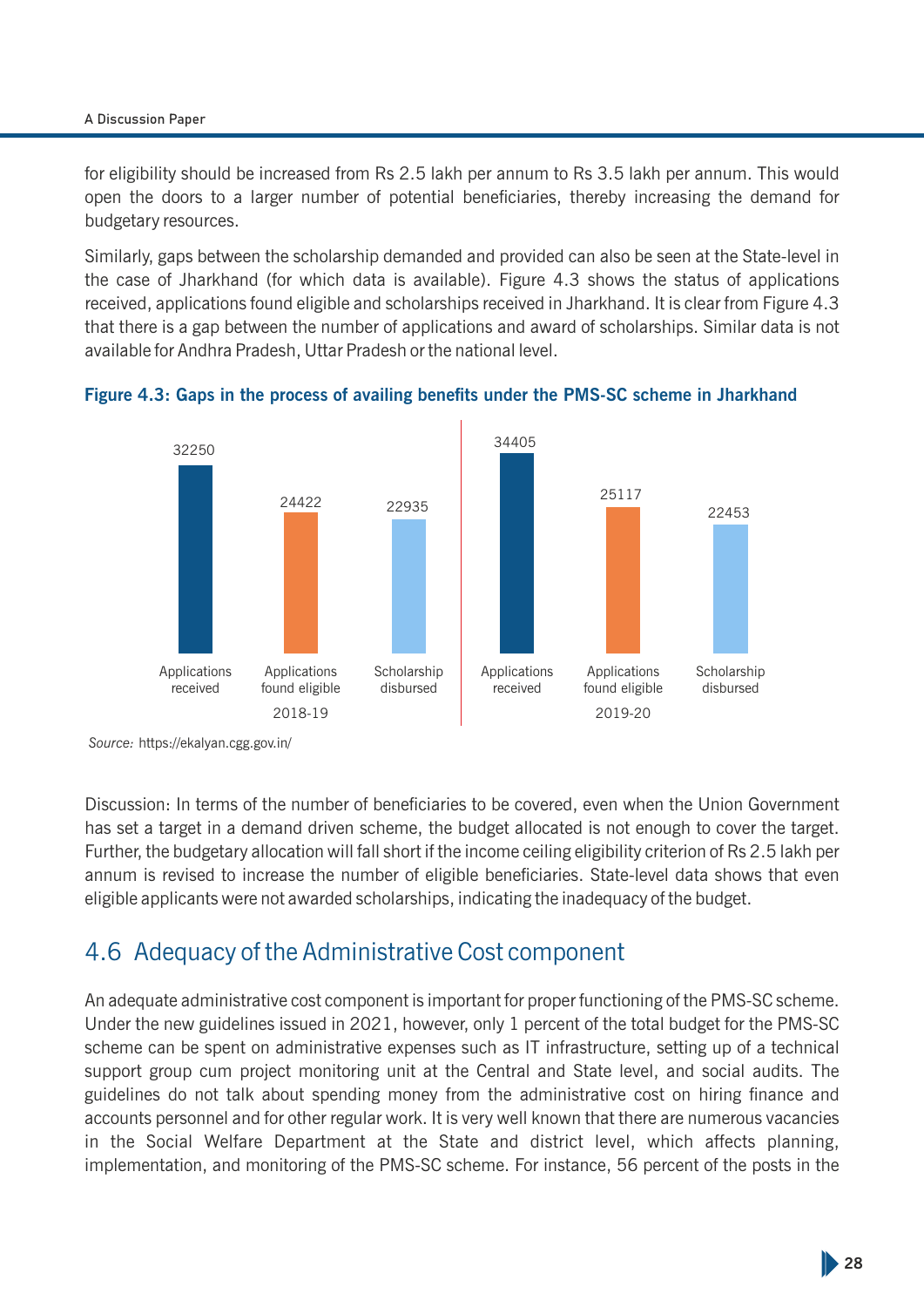for eligibility should be increased from Rs 2.5 lakh per annum to Rs 3.5 lakh per annum. This would open the doors to a larger number of potential beneficiaries, thereby increasing the demand for budgetary resources.

Similarly, gaps between the scholarship demanded and provided can also be seen at the State-level in the case of Jharkhand (for which data is available). Figure 4.3 shows the status of applications received, applications found eligible and scholarships received in Jharkhand. It is clear from Figure 4.3 that there is a gap between the number of applications and award of scholarships. Similar data is not available for Andhra Pradesh, Uttar Pradesh or the national level.

**Figure 4.3: Gaps in the process of availing benefits under the PMS-SC scheme in Jharkhand**

| Year | Applications received | Applications found eligible | Scholarship disbursed |
|---|---|---|---|
| 2018-19 | 32250 | 24422 | 22935 |
| 2019-20 | 34405 | 25117 | 22453 |

*Source:* https://ekalyan.cgg.gov.in/

Discussion: In terms of the number of beneficiaries to be covered, even when the Union Government has set a target in a demand driven scheme, the budget allocated is not enough to cover the target. Further, the budgetary allocation will fall short if the income ceiling eligibility criterion of Rs 2.5 lakh per annum is revised to increase the number of eligible beneficiaries. State-level data shows that even eligible applicants were not awarded scholarships, indicating the inadequacy of the budget.

## 4.6 Adequacy of the Administrative Cost component

An adequate administrative cost component is important for proper functioning of the PMS-SC scheme. Under the new guidelines issued in 2021, however, only 1 percent of the total budget for the PMS-SC scheme can be spent on administrative expenses such as IT infrastructure, setting up of a technical support group cum project monitoring unit at the Central and State level, and social audits. The guidelines do not talk about spending money from the administrative cost on hiring finance and accounts personnel and for other regular work. It is very well known that there are numerous vacancies in the Social Welfare Department at the State and district level, which affects planning, implementation, and monitoring of the PMS-SC scheme. For instance, 56 percent of the posts in the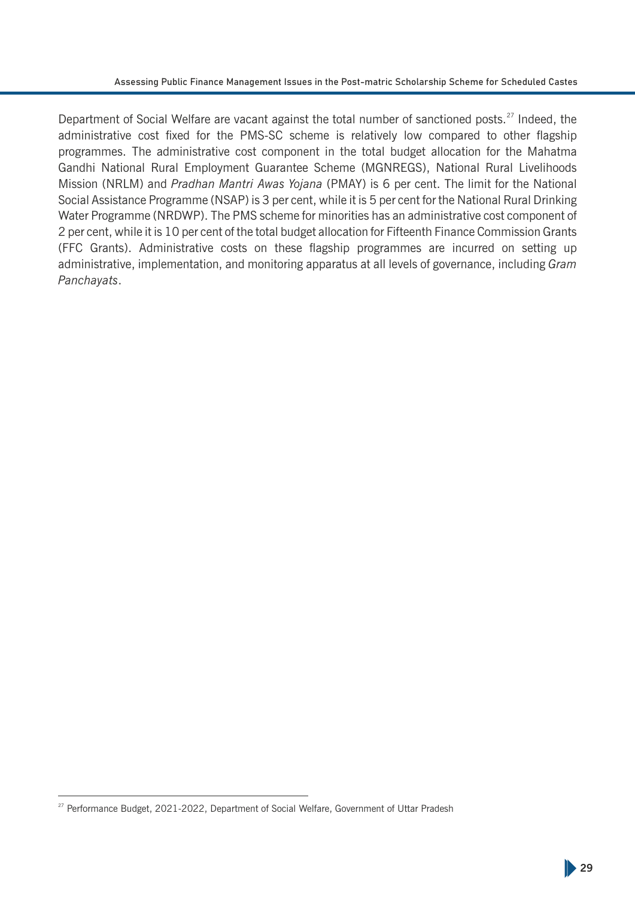Department of Social Welfare are vacant against the total number of sanctioned posts.[27] Indeed, the administrative cost fixed for the PMS-SC scheme is relatively low compared to other flagship programmes. The administrative cost component in the total budget allocation for the Mahatma Gandhi National Rural Employment Guarantee Scheme (MGNREGS), National Rural Livelihoods Mission (NRLM) and *Pradhan Mantri Awas Yojana* (PMAY) is 6 per cent. The limit for the National Social Assistance Programme (NSAP) is 3 per cent, while it is 5 per cent for the National Rural Drinking Water Programme (NRDWP). The PMS scheme for minorities has an administrative cost component of 2 per cent, while it is 10 per cent of the total budget allocation for Fifteenth Finance Commission Grants (FFC Grants). Administrative costs on these flagship programmes are incurred on setting up administrative, implementation, and monitoring apparatus at all levels of governance, including *Gram Panchayats*.

[27] Performance Budget, 2021-2022, Department of Social Welfare, Government of Uttar Pradesh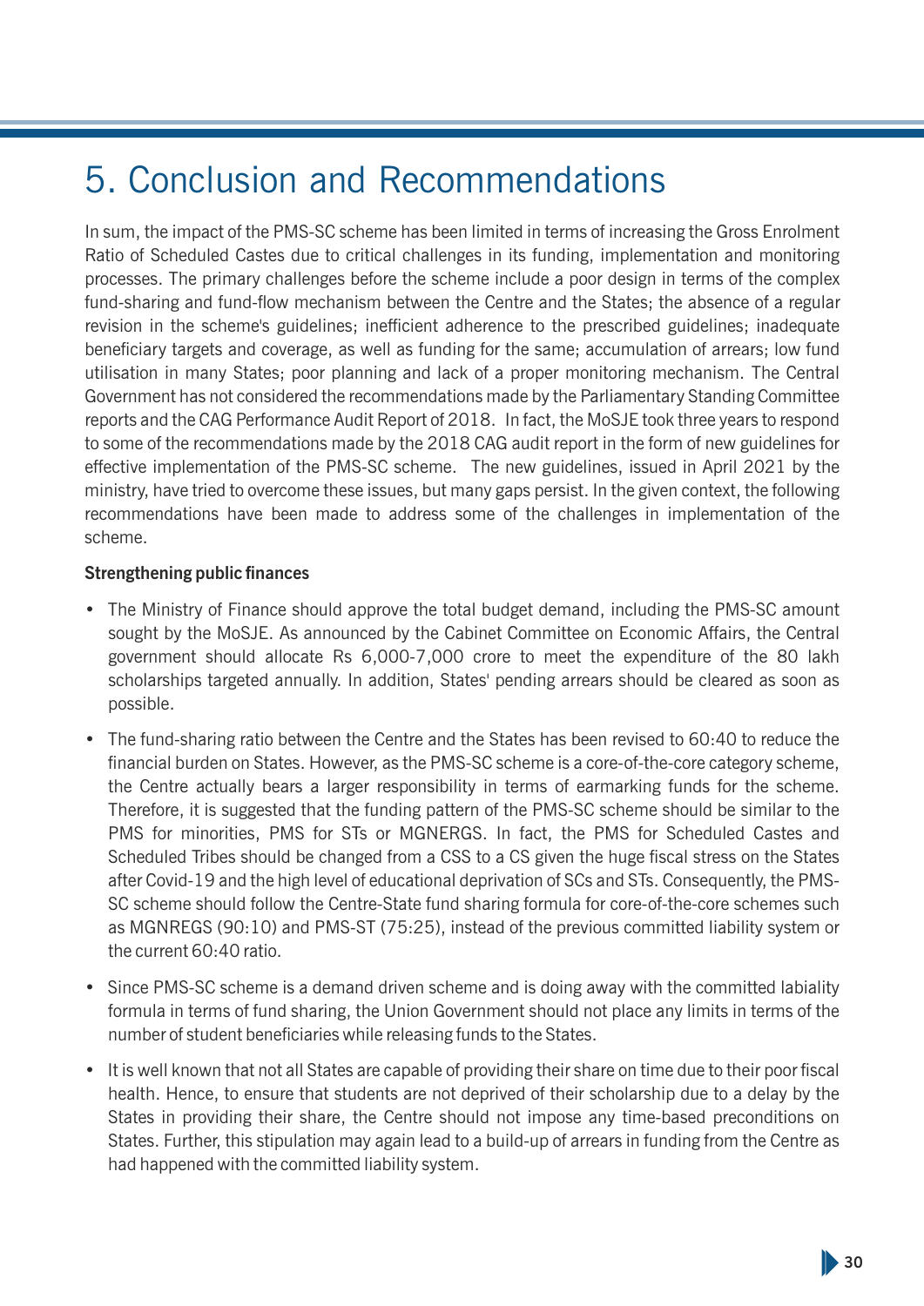# 5. Conclusion and Recommendations

In sum, the impact of the PMS-SC scheme has been limited in terms of increasing the Gross Enrolment Ratio of Scheduled Castes due to critical challenges in its funding, implementation and monitoring processes. The primary challenges before the scheme include a poor design in terms of the complex fund-sharing and fund-flow mechanism between the Centre and the States; the absence of a regular revision in the scheme's guidelines; inefficient adherence to the prescribed guidelines; inadequate beneficiary targets and coverage, as well as funding for the same; accumulation of arrears; low fund utilisation in many States; poor planning and lack of a proper monitoring mechanism. The Central Government has not considered the recommendations made by the Parliamentary Standing Committee reports and the CAG Performance Audit Report of 2018. In fact, the MoSJE took three years to respond to some of the recommendations made by the 2018 CAG audit report in the form of new guidelines for effective implementation of the PMS-SC scheme. The new guidelines, issued in April 2021 by the ministry, have tried to overcome these issues, but many gaps persist. In the given context, the following recommendations have been made to address some of the challenges in implementation of the scheme.

**Strengthening public finances**

- The Ministry of Finance should approve the total budget demand, including the PMS-SC amount sought by the MoSJE. As announced by the Cabinet Committee on Economic Affairs, the Central government should allocate Rs 6,000-7,000 crore to meet the expenditure of the 80 lakh scholarships targeted annually. In addition, States' pending arrears should be cleared as soon as possible.
- The fund-sharing ratio between the Centre and the States has been revised to 60:40 to reduce the financial burden on States. However, as the PMS-SC scheme is a core-of-the-core category scheme, the Centre actually bears a larger responsibility in terms of earmarking funds for the scheme. Therefore, it is suggested that the funding pattern of the PMS-SC scheme should be similar to the PMS for minorities, PMS for STs or MGNERGS. In fact, the PMS for Scheduled Castes and Scheduled Tribes should be changed from a CSS to a CS given the huge fiscal stress on the States after Covid-19 and the high level of educational deprivation of SCs and STs. Consequently, the PMS-SC scheme should follow the Centre-State fund sharing formula for core-of-the-core schemes such as MGNREGS (90:10) and PMS-ST (75:25), instead of the previous committed liability system or the current 60:40 ratio.
- Since PMS-SC scheme is a demand driven scheme and is doing away with the committed labiality formula in terms of fund sharing, the Union Government should not place any limits in terms of the number of student beneficiaries while releasing funds to the States.
- It is well known that not all States are capable of providing their share on time due to their poor fiscal health. Hence, to ensure that students are not deprived of their scholarship due to a delay by the States in providing their share, the Centre should not impose any time-based preconditions on States. Further, this stipulation may again lead to a build-up of arrears in funding from the Centre as had happened with the committed liability system.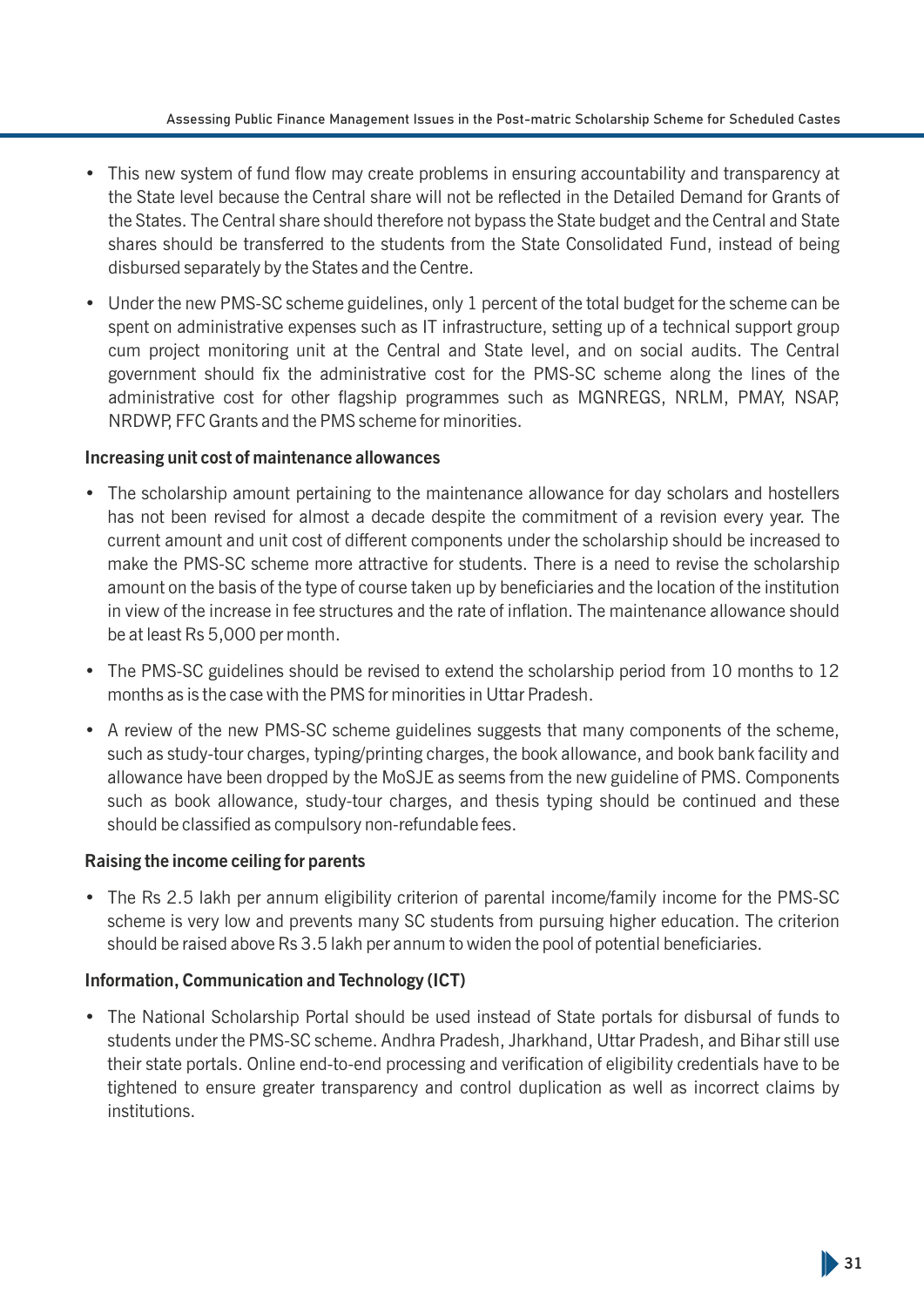- This new system of fund flow may create problems in ensuring accountability and transparency at the State level because the Central share will not be reflected in the Detailed Demand for Grants of the States. The Central share should therefore not bypass the State budget and the Central and State shares should be transferred to the students from the State Consolidated Fund, instead of being disbursed separately by the States and the Centre.
- Under the new PMS-SC scheme guidelines, only 1 percent of the total budget for the scheme can be spent on administrative expenses such as IT infrastructure, setting up of a technical support group cum project monitoring unit at the Central and State level, and on social audits. The Central government should fix the administrative cost for the PMS-SC scheme along the lines of the administrative cost for other flagship programmes such as MGNREGS, NRLM, PMAY, NSAP, NRDWP, FFC Grants and the PMS scheme for minorities.

**Increasing unit cost of maintenance allowances**

- The scholarship amount pertaining to the maintenance allowance for day scholars and hostellers has not been revised for almost a decade despite the commitment of a revision every year. The current amount and unit cost of different components under the scholarship should be increased to make the PMS-SC scheme more attractive for students. There is a need to revise the scholarship amount on the basis of the type of course taken up by beneficiaries and the location of the institution in view of the increase in fee structures and the rate of inflation. The maintenance allowance should be at least Rs 5,000 per month.
- The PMS-SC guidelines should be revised to extend the scholarship period from 10 months to 12 months as is the case with the PMS for minorities in Uttar Pradesh.
- A review of the new PMS-SC scheme guidelines suggests that many components of the scheme, such as study-tour charges, typing/printing charges, the book allowance, and book bank facility and allowance have been dropped by the MoSJE as seems from the new guideline of PMS. Components such as book allowance, study-tour charges, and thesis typing should be continued and these should be classified as compulsory non-refundable fees.

**Raising the income ceiling for parents**

- The Rs 2.5 lakh per annum eligibility criterion of parental income/family income for the PMS-SC scheme is very low and prevents many SC students from pursuing higher education. The criterion should be raised above Rs 3.5 lakh per annum to widen the pool of potential beneficiaries.

**Information, Communication and Technology (ICT)**

- The National Scholarship Portal should be used instead of State portals for disbursal of funds to students under the PMS-SC scheme. Andhra Pradesh, Jharkhand, Uttar Pradesh, and Bihar still use their state portals. Online end-to-end processing and verification of eligibility credentials have to be tightened to ensure greater transparency and control duplication as well as incorrect claims by institutions.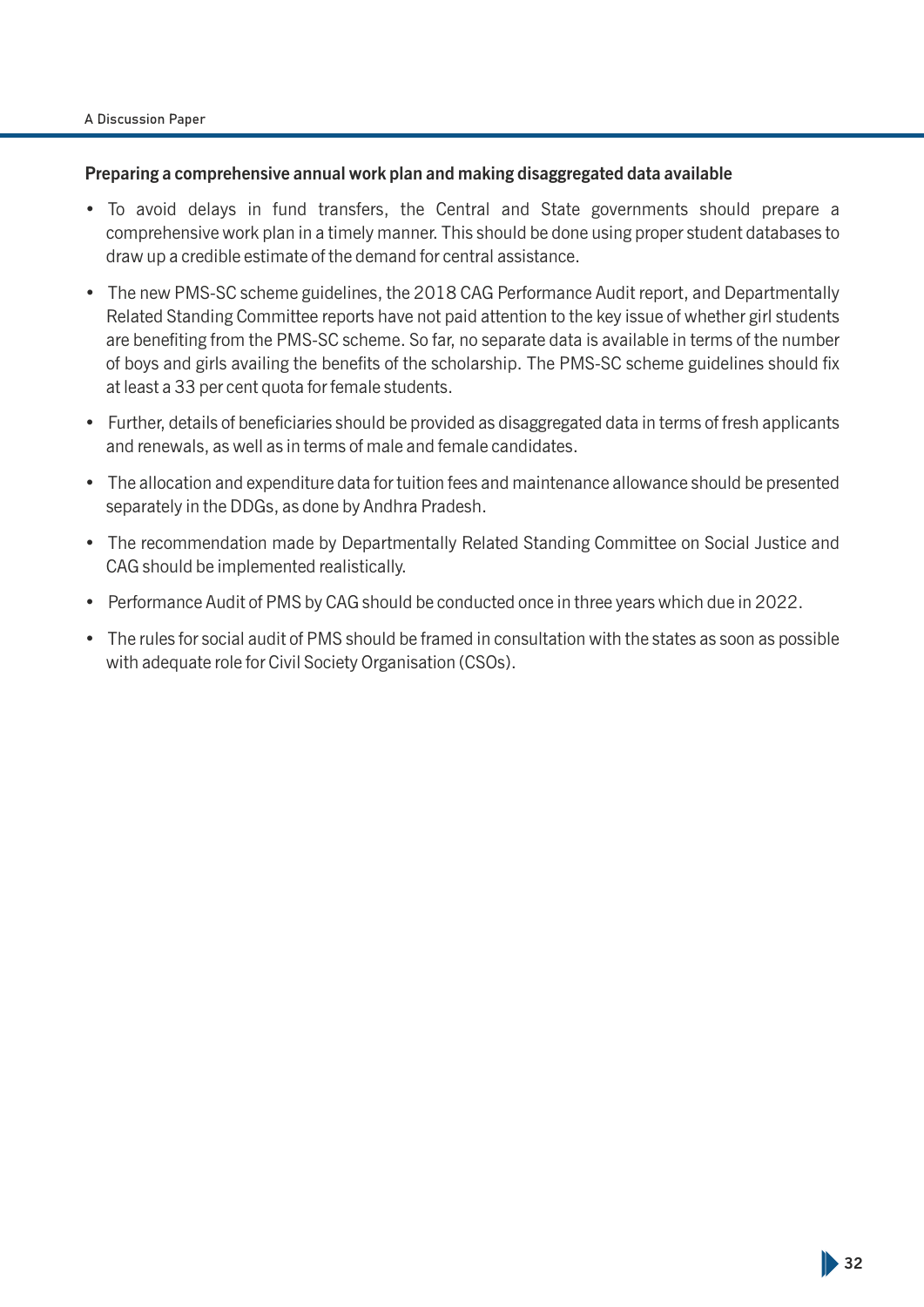**Preparing a comprehensive annual work plan and making disaggregated data available**

- To avoid delays in fund transfers, the Central and State governments should prepare a comprehensive work plan in a timely manner. This should be done using proper student databases to draw up a credible estimate of the demand for central assistance.
- The new PMS-SC scheme guidelines, the 2018 CAG Performance Audit report, and Departmentally Related Standing Committee reports have not paid attention to the key issue of whether girl students are benefiting from the PMS-SC scheme. So far, no separate data is available in terms of the number of boys and girls availing the benefits of the scholarship. The PMS-SC scheme guidelines should fix at least a 33 per cent quota for female students.
- Further, details of beneficiaries should be provided as disaggregated data in terms of fresh applicants and renewals, as well as in terms of male and female candidates.
- The allocation and expenditure data for tuition fees and maintenance allowance should be presented separately in the DDGs, as done by Andhra Pradesh.
- The recommendation made by Departmentally Related Standing Committee on Social Justice and CAG should be implemented realistically.
- Performance Audit of PMS by CAG should be conducted once in three years which due in 2022.
- The rules for social audit of PMS should be framed in consultation with the states as soon as possible with adequate role for Civil Society Organisation (CSOs).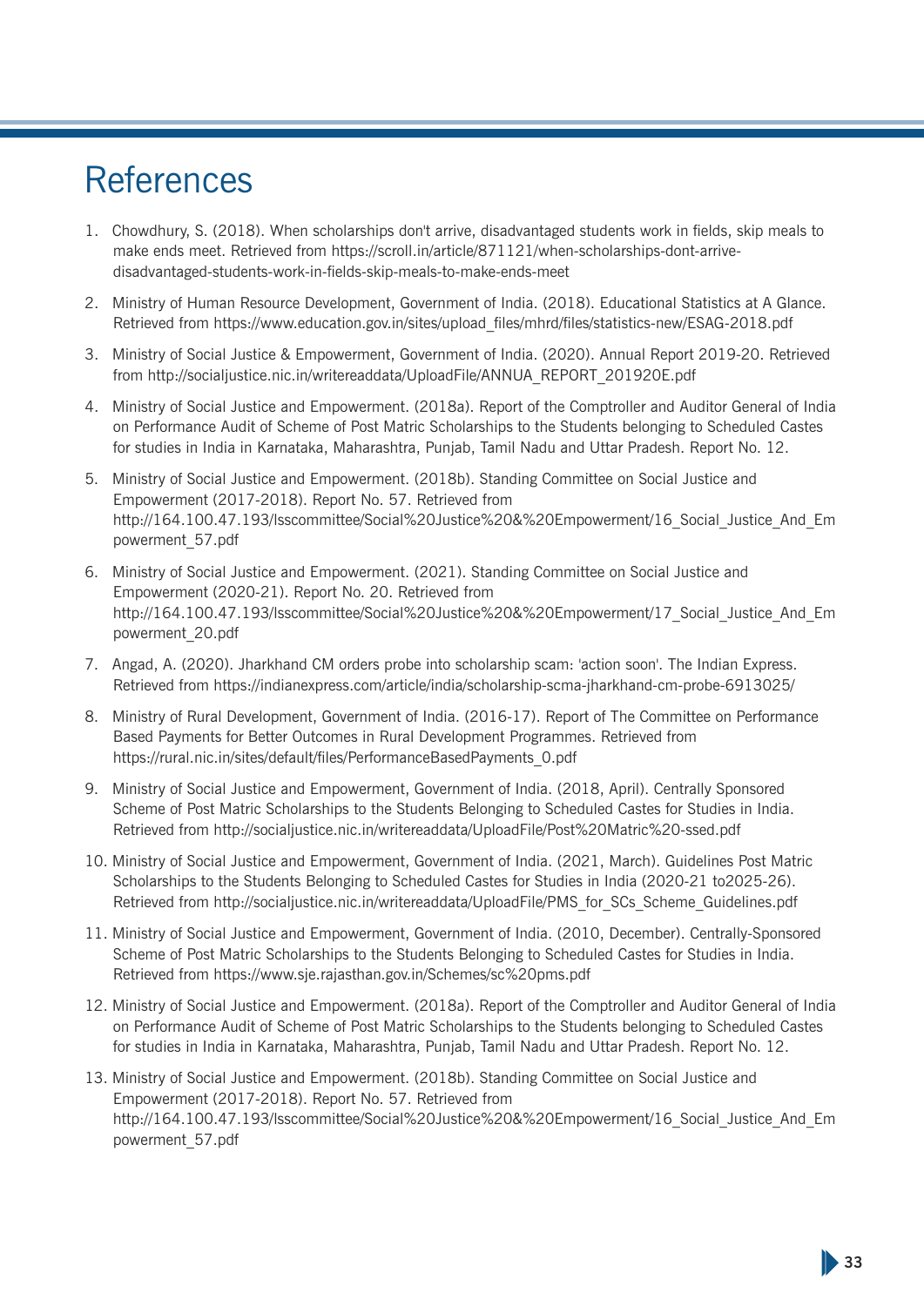# References

1. Chowdhury, S. (2018). When scholarships don't arrive, disadvantaged students work in fields, skip meals to make ends meet. Retrieved from https://scroll.in/article/871121/when-scholarships-dont-arrive-disadvantaged-students-work-in-fields-skip-meals-to-make-ends-meet

2. Ministry of Human Resource Development, Government of India. (2018). Educational Statistics at A Glance. Retrieved from https://www.education.gov.in/sites/upload_files/mhrd/files/statistics-new/ESAG-2018.pdf

3. Ministry of Social Justice & Empowerment, Government of India. (2020). Annual Report 2019-20. Retrieved from http://socialjustice.nic.in/writereaddata/UploadFile/ANNUA_REPORT_201920E.pdf

4. Ministry of Social Justice and Empowerment. (2018a). Report of the Comptroller and Auditor General of India on Performance Audit of Scheme of Post Matric Scholarships to the Students belonging to Scheduled Castes for studies in India in Karnataka, Maharashtra, Punjab, Tamil Nadu and Uttar Pradesh. Report No. 12.

5. Ministry of Social Justice and Empowerment. (2018b). Standing Committee on Social Justice and Empowerment (2017-2018). Report No. 57. Retrieved from http://164.100.47.193/lsscommittee/Social%20Justice%20&%20Empowerment/16_Social_Justice_And_Empowerment_57.pdf

6. Ministry of Social Justice and Empowerment. (2021). Standing Committee on Social Justice and Empowerment (2020-21). Report No. 20. Retrieved from http://164.100.47.193/lsscommittee/Social%20Justice%20&%20Empowerment/17_Social_Justice_And_Empowerment_20.pdf

7. Angad, A. (2020). Jharkhand CM orders probe into scholarship scam: 'action soon'. The Indian Express. Retrieved from https://indianexpress.com/article/india/scholarship-scma-jharkhand-cm-probe-6913025/

8. Ministry of Rural Development, Government of India. (2016-17). Report of The Committee on Performance Based Payments for Better Outcomes in Rural Development Programmes. Retrieved from https://rural.nic.in/sites/default/files/PerformanceBasedPayments_0.pdf

9. Ministry of Social Justice and Empowerment, Government of India. (2018, April). Centrally Sponsored Scheme of Post Matric Scholarships to the Students Belonging to Scheduled Castes for Studies in India. Retrieved from http://socialjustice.nic.in/writereaddata/UploadFile/Post%20Matric%20-ssed.pdf

10. Ministry of Social Justice and Empowerment, Government of India. (2021, March). Guidelines Post Matric Scholarships to the Students Belonging to Scheduled Castes for Studies in India (2020-21 to2025-26). Retrieved from http://socialjustice.nic.in/writereaddata/UploadFile/PMS_for_SCs_Scheme_Guidelines.pdf

11. Ministry of Social Justice and Empowerment, Government of India. (2010, December). Centrally-Sponsored Scheme of Post Matric Scholarships to the Students Belonging to Scheduled Castes for Studies in India. Retrieved from https://www.sje.rajasthan.gov.in/Schemes/sc%20pms.pdf

12. Ministry of Social Justice and Empowerment. (2018a). Report of the Comptroller and Auditor General of India on Performance Audit of Scheme of Post Matric Scholarships to the Students belonging to Scheduled Castes for studies in India in Karnataka, Maharashtra, Punjab, Tamil Nadu and Uttar Pradesh. Report No. 12.

13. Ministry of Social Justice and Empowerment. (2018b). Standing Committee on Social Justice and Empowerment (2017-2018). Report No. 57. Retrieved from http://164.100.47.193/lsscommittee/Social%20Justice%20&%20Empowerment/16_Social_Justice_And_Empowerment_57.pdf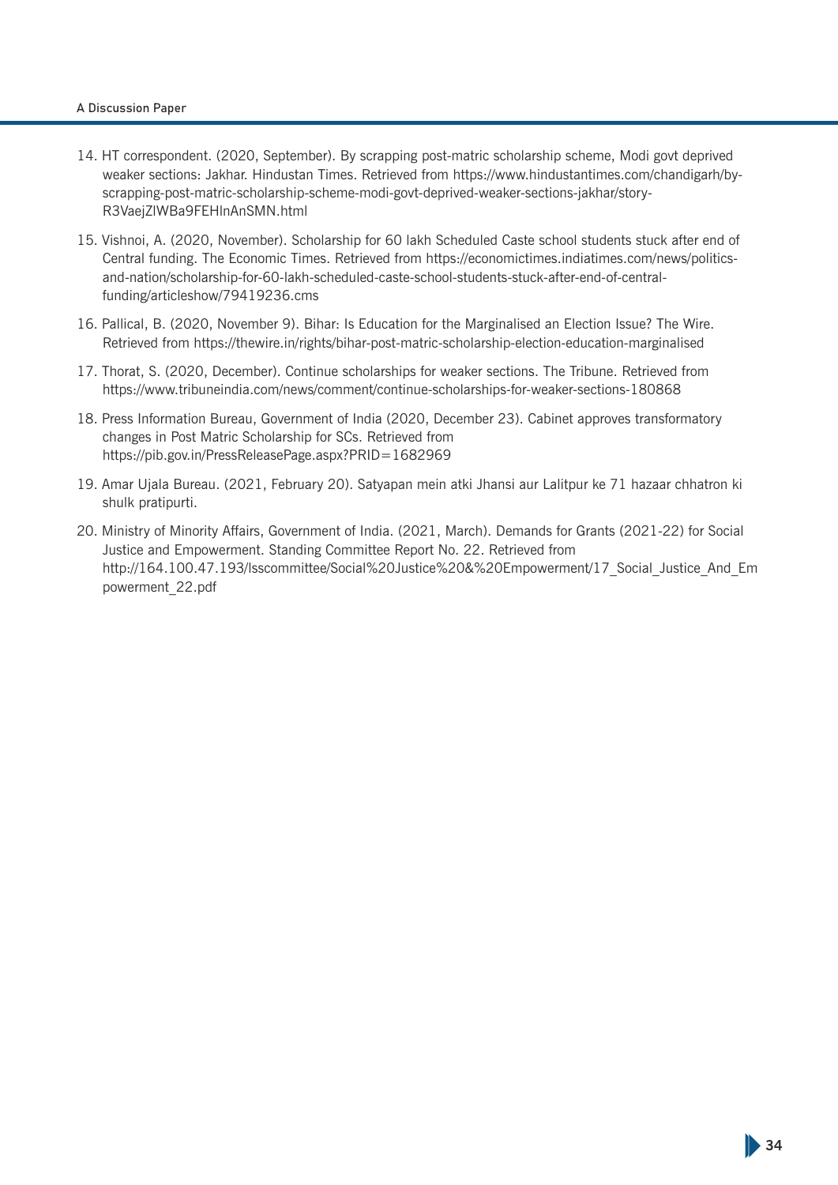14. HT correspondent. (2020, September). By scrapping post-matric scholarship scheme, Modi govt deprived weaker sections: Jakhar. Hindustan Times. Retrieved from https://www.hindustantimes.com/chandigarh/by-scrapping-post-matric-scholarship-scheme-modi-govt-deprived-weaker-sections-jakhar/story-R3VaejZIWBa9FEHInAnSMN.html

15. Vishnoi, A. (2020, November). Scholarship for 60 lakh Scheduled Caste school students stuck after end of Central funding. The Economic Times. Retrieved from https://economictimes.indiatimes.com/news/politics-and-nation/scholarship-for-60-lakh-scheduled-caste-school-students-stuck-after-end-of-central-funding/articleshow/79419236.cms

16. Pallical, B. (2020, November 9). Bihar: Is Education for the Marginalised an Election Issue? The Wire. Retrieved from https://thewire.in/rights/bihar-post-matric-scholarship-election-education-marginalised

17. Thorat, S. (2020, December). Continue scholarships for weaker sections. The Tribune. Retrieved from https://www.tribuneindia.com/news/comment/continue-scholarships-for-weaker-sections-180868

18. Press Information Bureau, Government of India (2020, December 23). Cabinet approves transformatory changes in Post Matric Scholarship for SCs. Retrieved from https://pib.gov.in/PressReleasePage.aspx?PRID=1682969

19. Amar Ujala Bureau. (2021, February 20). Satyapan mein atki Jhansi aur Lalitpur ke 71 hazaar chhatron ki shulk pratipurti.

20. Ministry of Minority Affairs, Government of India. (2021, March). Demands for Grants (2021-22) for Social Justice and Empowerment. Standing Committee Report No. 22. Retrieved from http://164.100.47.193/lsscommittee/Social%20Justice%20&%20Empowerment/17_Social_Justice_And_Empowerment_22.pdf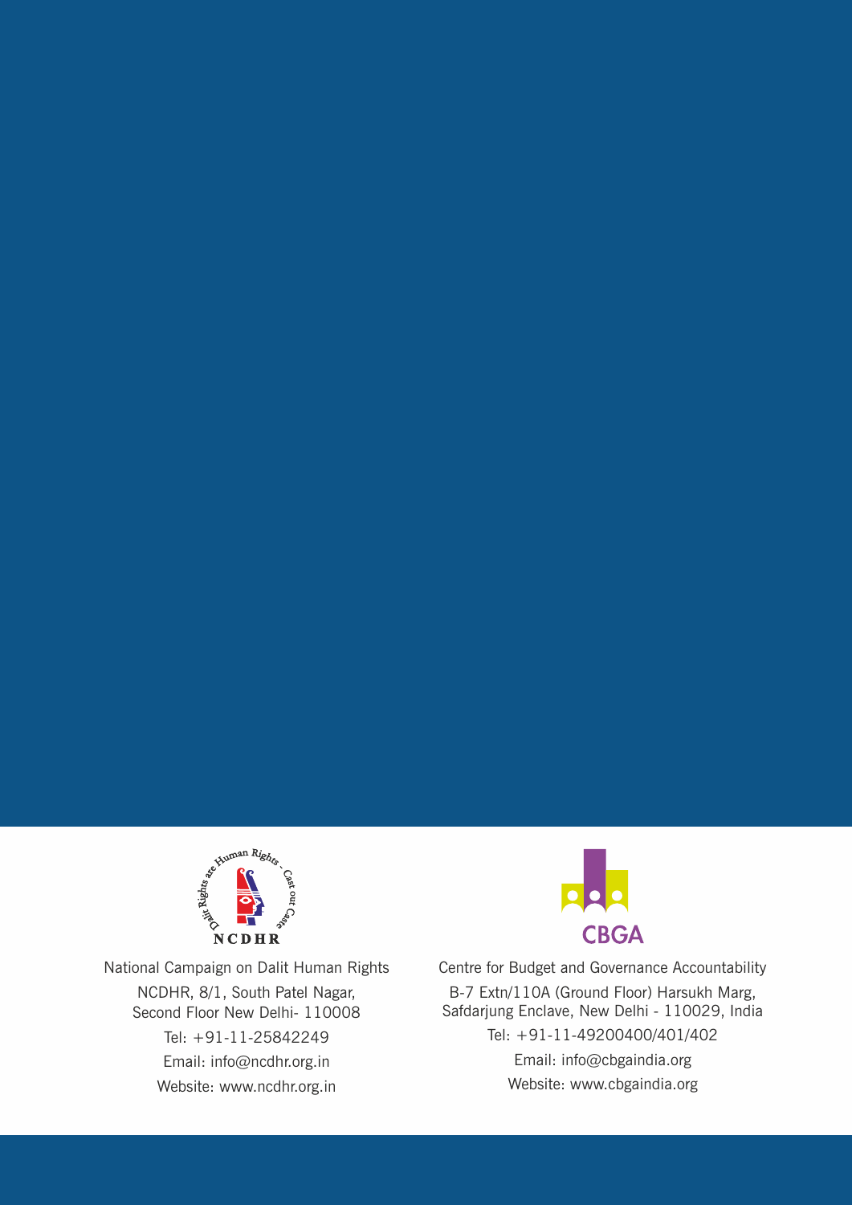NCDHR

National Campaign on Dalit Human Rights

NCDHR, 8/1, South Patel Nagar,
Second Floor New Delhi- 110008

Tel: +91-11-25842249

Email: info@ncdhr.org.in

Website: www.ncdhr.org.in

CBGA

Centre for Budget and Governance Accountability

B-7 Extn/110A (Ground Floor) Harsukh Marg,
Safdarjung Enclave, New Delhi - 110029, India

Tel: +91-11-49200400/401/402

Email: info@cbgaindia.org

Website: www.cbgaindia.org